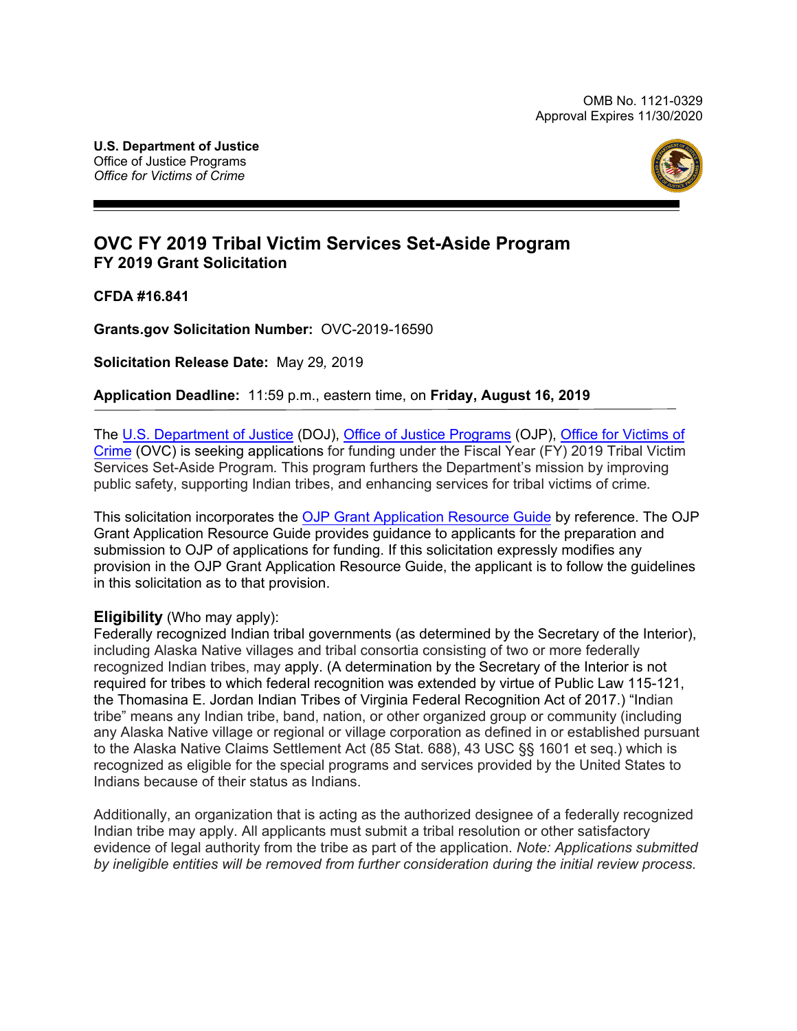OMB No. 1121-0329
Approval Expires 11/30/2020

**U.S. Department of Justice**
Office of Justice Programs
*Office for Victims of Crime*

# OVC FY 2019 Tribal Victim Services Set-Aside Program
## FY 2019 Grant Solicitation

**CFDA #16.841**

**Grants.gov Solicitation Number:** OVC-2019-16590

**Solicitation Release Date:** May 29*,* 2019

**Application Deadline:** 11:59 p.m., eastern time, on **Friday, August 16, 2019**

The U.S. Department of Justice (DOJ), Office of Justice Programs (OJP), Office for Victims of Crime (OVC) is seeking applications for funding under the Fiscal Year (FY) 2019 Tribal Victim Services Set-Aside Program*.* This program furthers the Department's mission by improving public safety, supporting Indian tribes, and enhancing services for tribal victims of crime*.*

This solicitation incorporates the OJP Grant Application Resource Guide by reference. The OJP Grant Application Resource Guide provides guidance to applicants for the preparation and submission to OJP of applications for funding. If this solicitation expressly modifies any provision in the OJP Grant Application Resource Guide, the applicant is to follow the guidelines in this solicitation as to that provision.

### Eligibility (Who may apply):

Federally recognized Indian tribal governments (as determined by the Secretary of the Interior), including Alaska Native villages and tribal consortia consisting of two or more federally recognized Indian tribes, may apply. (A determination by the Secretary of the Interior is not required for tribes to which federal recognition was extended by virtue of Public Law 115-121, the Thomasina E. Jordan Indian Tribes of Virginia Federal Recognition Act of 2017.) "Indian tribe" means any Indian tribe, band, nation, or other organized group or community (including any Alaska Native village or regional or village corporation as defined in or established pursuant to the Alaska Native Claims Settlement Act (85 Stat. 688), 43 USC §§ 1601 et seq.) which is recognized as eligible for the special programs and services provided by the United States to Indians because of their status as Indians.

Additionally, an organization that is acting as the authorized designee of a federally recognized Indian tribe may apply. All applicants must submit a tribal resolution or other satisfactory evidence of legal authority from the tribe as part of the application. *Note: Applications submitted by ineligible entities will be removed from further consideration during the initial review process.*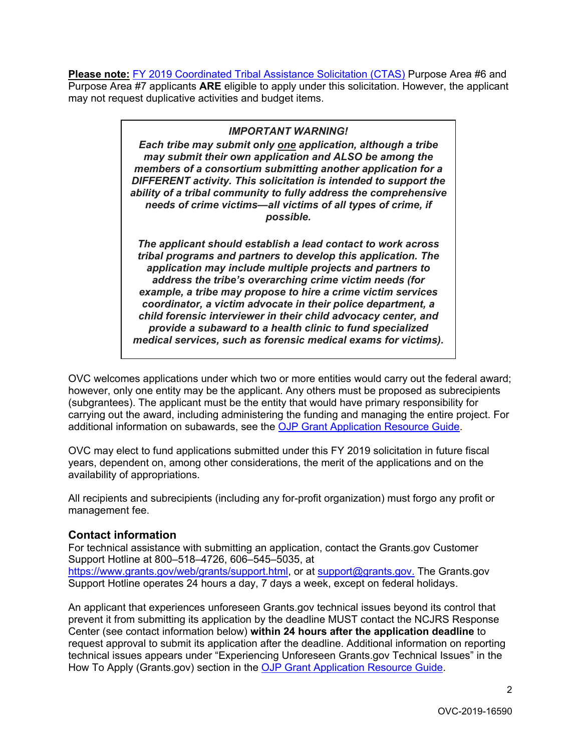**Please note:** [FY 2019 Coordinated Tribal Assistance Solicitation (CTAS)](#) Purpose Area #6 and Purpose Area #7 applicants **ARE** eligible to apply under this solicitation. However, the applicant may not request duplicative activities and budget items.

> ***IMPORTANT WARNING!***
>
> ***Each tribe may submit only <u>one</u> application, although a tribe may submit their own application and ALSO be among the members of a consortium submitting another application for a DIFFERENT activity. This solicitation is intended to support the ability of a tribal community to fully address the comprehensive needs of crime victims—all victims of all types of crime, if possible.***
>
> ***The applicant should establish a lead contact to work across tribal programs and partners to develop this application. The application may include multiple projects and partners to address the tribe's overarching crime victim needs (for example, a tribe may propose to hire a crime victim services coordinator, a victim advocate in their police department, a child forensic interviewer in their child advocacy center, and provide a subaward to a health clinic to fund specialized medical services, such as forensic medical exams for victims).***

OVC welcomes applications under which two or more entities would carry out the federal award; however, only one entity may be the applicant. Any others must be proposed as subrecipients (subgrantees). The applicant must be the entity that would have primary responsibility for carrying out the award, including administering the funding and managing the entire project. For additional information on subawards, see the [OJP Grant Application Resource Guide](#).

OVC may elect to fund applications submitted under this FY 2019 solicitation in future fiscal years, dependent on, among other considerations, the merit of the applications and on the availability of appropriations.

All recipients and subrecipients (including any for-profit organization) must forgo any profit or management fee.

### Contact information

For technical assistance with submitting an application, contact the Grants.gov Customer Support Hotline at 800–518–4726, 606–545–5035, at [https://www.grants.gov/web/grants/support.html](https://www.grants.gov/web/grants/support.html), or at [support@grants.gov.](mailto:support@grants.gov) The Grants.gov Support Hotline operates 24 hours a day, 7 days a week, except on federal holidays.

An applicant that experiences unforeseen Grants.gov technical issues beyond its control that prevent it from submitting its application by the deadline MUST contact the NCJRS Response Center (see contact information below) **within 24 hours after the application deadline** to request approval to submit its application after the deadline. Additional information on reporting technical issues appears under "Experiencing Unforeseen Grants.gov Technical Issues" in the How To Apply (Grants.gov) section in the [OJP Grant Application Resource Guide](#).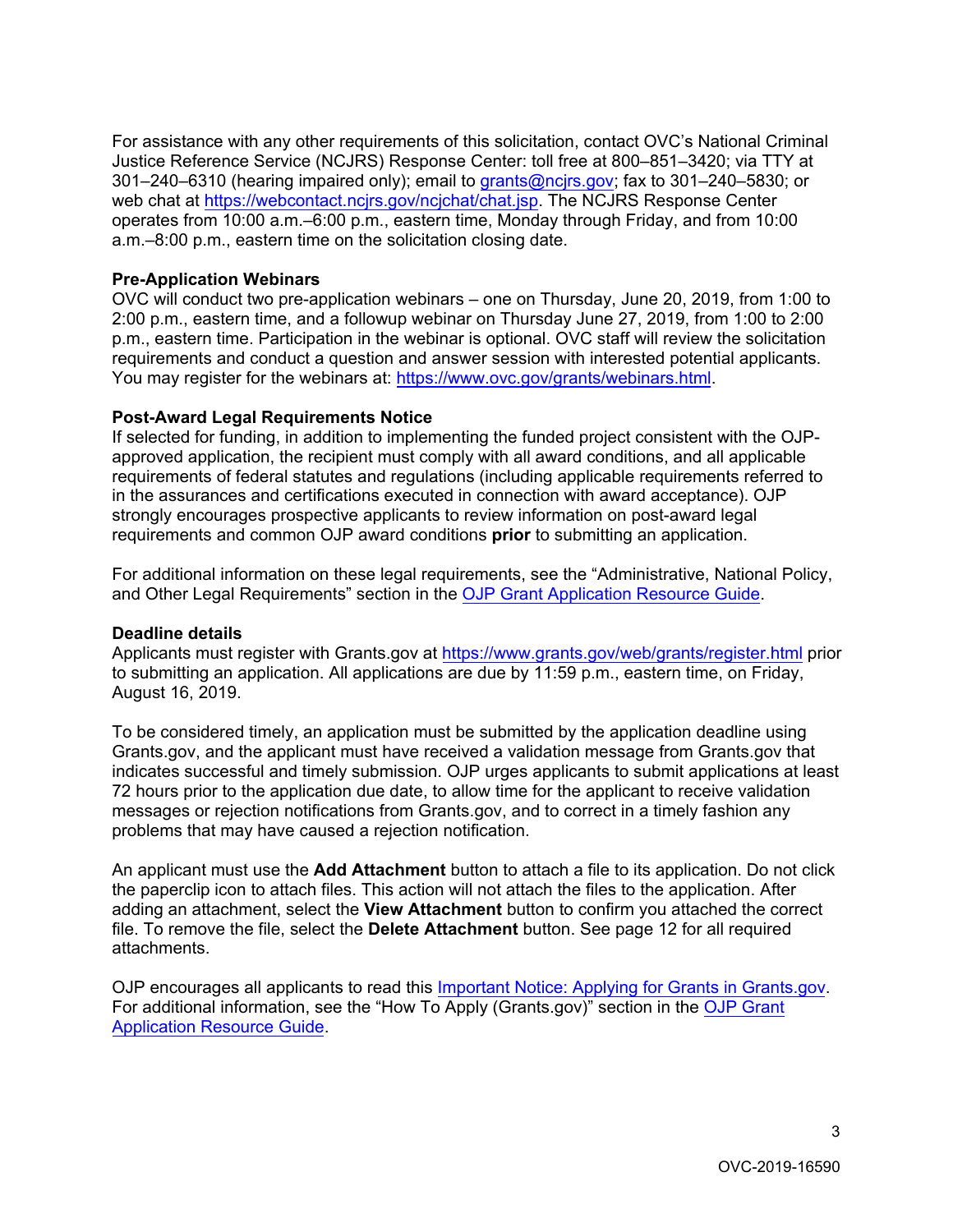For assistance with any other requirements of this solicitation, contact OVC's National Criminal Justice Reference Service (NCJRS) Response Center: toll free at 800–851–3420; via TTY at 301–240–6310 (hearing impaired only); email to [grants@ncjrs.gov](mailto:grants@ncjrs.gov); fax to 301–240–5830; or web chat at [https://webcontact.ncjrs.gov/ncjchat/chat.jsp](https://webcontact.ncjrs.gov/ncjchat/chat.jsp). The NCJRS Response Center operates from 10:00 a.m.–6:00 p.m., eastern time, Monday through Friday, and from 10:00 a.m.–8:00 p.m., eastern time on the solicitation closing date.

**Pre-Application Webinars**

OVC will conduct two pre-application webinars – one on Thursday, June 20, 2019, from 1:00 to 2:00 p.m., eastern time, and a followup webinar on Thursday June 27, 2019, from 1:00 to 2:00 p.m., eastern time. Participation in the webinar is optional. OVC staff will review the solicitation requirements and conduct a question and answer session with interested potential applicants. You may register for the webinars at: [https://www.ovc.gov/grants/webinars.html](https://www.ovc.gov/grants/webinars.html).

**Post-Award Legal Requirements Notice**

If selected for funding, in addition to implementing the funded project consistent with the OJP-approved application, the recipient must comply with all award conditions, and all applicable requirements of federal statutes and regulations (including applicable requirements referred to in the assurances and certifications executed in connection with award acceptance). OJP strongly encourages prospective applicants to review information on post-award legal requirements and common OJP award conditions **prior** to submitting an application.

For additional information on these legal requirements, see the "Administrative, National Policy, and Other Legal Requirements" section in the OJP Grant Application Resource Guide.

**Deadline details**

Applicants must register with Grants.gov at [https://www.grants.gov/web/grants/register.html](https://www.grants.gov/web/grants/register.html) prior to submitting an application. All applications are due by 11:59 p.m., eastern time, on Friday, August 16, 2019.

To be considered timely, an application must be submitted by the application deadline using Grants.gov, and the applicant must have received a validation message from Grants.gov that indicates successful and timely submission. OJP urges applicants to submit applications at least 72 hours prior to the application due date, to allow time for the applicant to receive validation messages or rejection notifications from Grants.gov, and to correct in a timely fashion any problems that may have caused a rejection notification.

An applicant must use the **Add Attachment** button to attach a file to its application. Do not click the paperclip icon to attach files. This action will not attach the files to the application. After adding an attachment, select the **View Attachment** button to confirm you attached the correct file. To remove the file, select the **Delete Attachment** button. See page 12 for all required attachments.

OJP encourages all applicants to read this Important Notice: Applying for Grants in Grants.gov. For additional information, see the "How To Apply (Grants.gov)" section in the OJP Grant Application Resource Guide.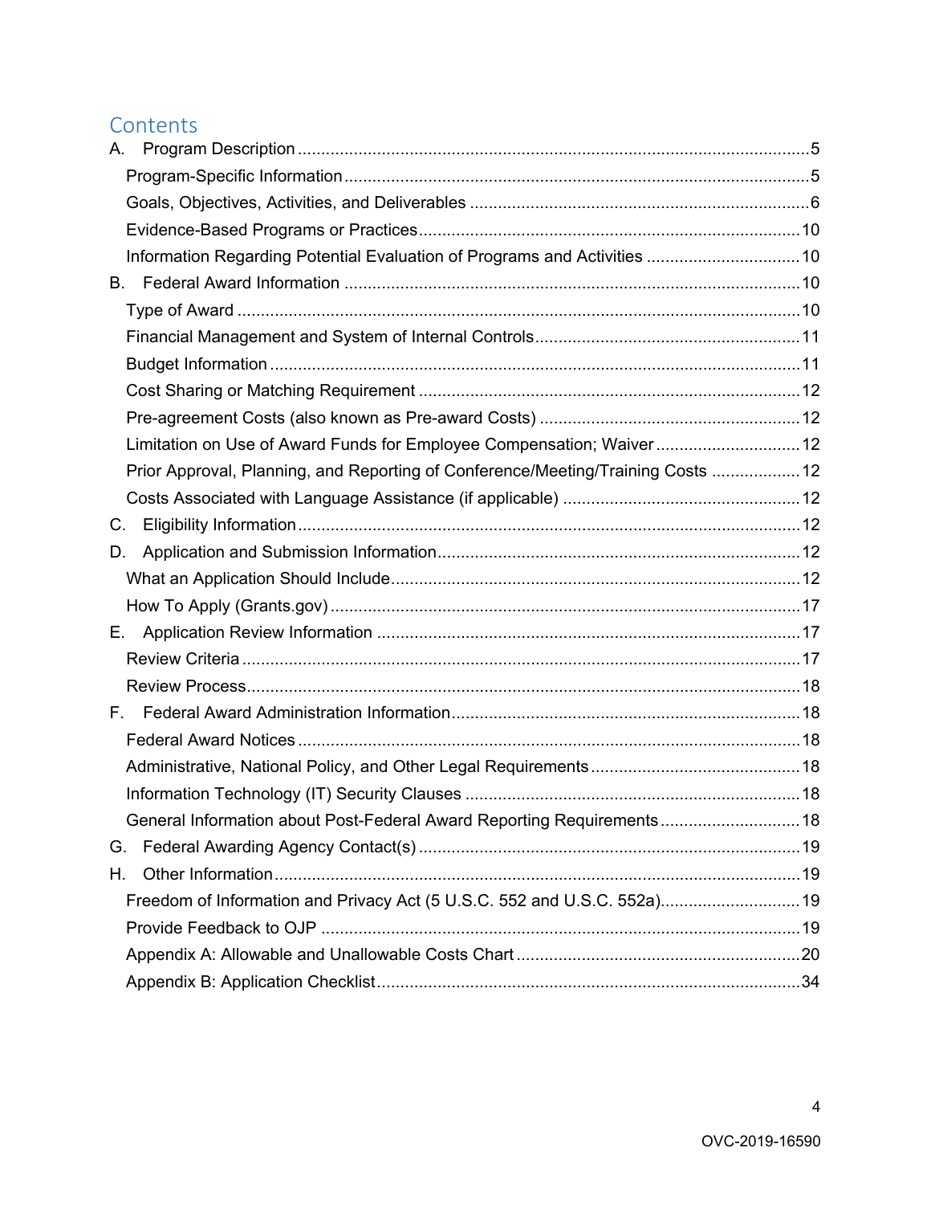# Contents

A. Program Description ............................................................................................................5

Program-Specific Information ..................................................................................................5

Goals, Objectives, Activities, and Deliverables .......................................................................6

Evidence-Based Programs or Practices................................................................................10

Information Regarding Potential Evaluation of Programs and Activities ................................10

B. Federal Award Information ................................................................................................10

Type of Award .......................................................................................................................10

Financial Management and System of Internal Controls........................................................11

Budget Information ................................................................................................................11

Cost Sharing or Matching Requirement ................................................................................12

Pre-agreement Costs (also known as Pre-award Costs) .......................................................12

Limitation on Use of Award Funds for Employee Compensation; Waiver ..............................12

Prior Approval, Planning, and Reporting of Conference/Meeting/Training Costs ...................12

Costs Associated with Language Assistance (if applicable) ..................................................12

C. Eligibility Information ..........................................................................................................12

D. Application and Submission Information............................................................................12

What an Application Should Include.......................................................................................12

How To Apply (Grants.gov) ...................................................................................................17

E. Application Review Information ..........................................................................................17

Review Criteria .......................................................................................................................17

Review Process......................................................................................................................18

F. Federal Award Administration Information..........................................................................18

Federal Award Notices ..........................................................................................................18

Administrative, National Policy, and Other Legal Requirements............................................18

Information Technology (IT) Security Clauses .......................................................................18

General Information about Post-Federal Award Reporting Requirements .............................18

G. Federal Awarding Agency Contact(s) ................................................................................19

H. Other Information...............................................................................................................19

Freedom of Information and Privacy Act (5 U.S.C. 552 and U.S.C. 552a).............................19

Provide Feedback to OJP .....................................................................................................19

Appendix A: Allowable and Unallowable Costs Chart ............................................................20

Appendix B: Application Checklist..........................................................................................34

OVC-2019-16590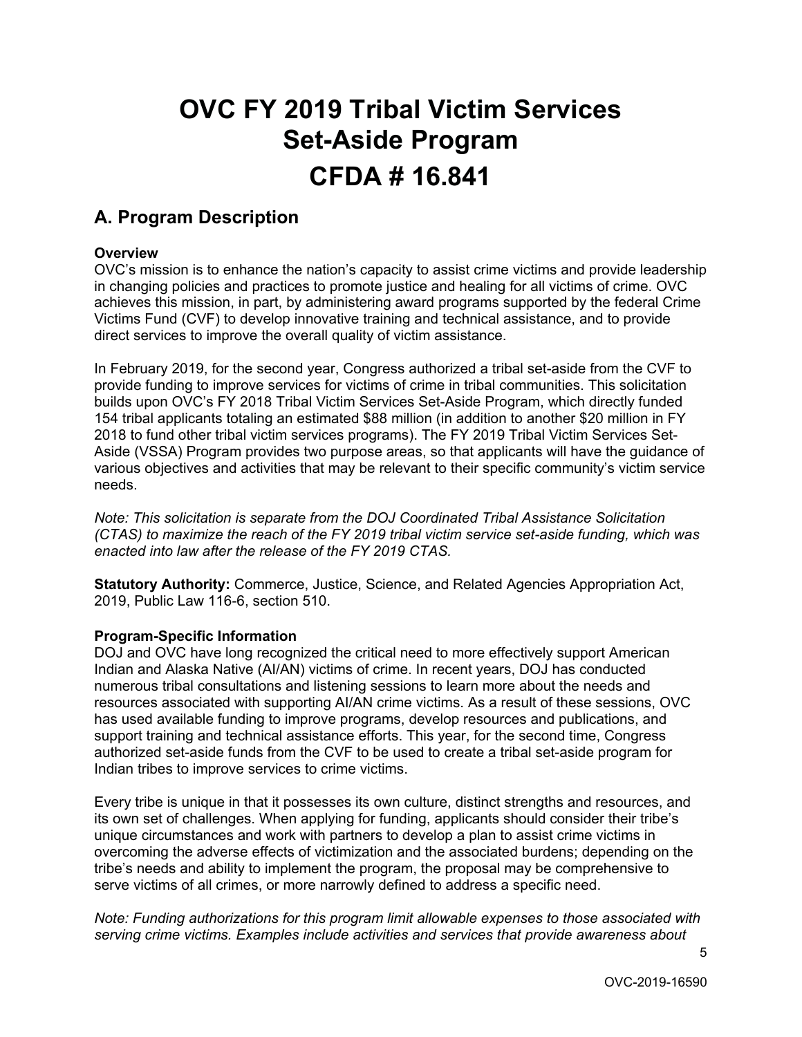# OVC FY 2019 Tribal Victim Services Set-Aside Program CFDA # 16.841

## A. Program Description

**Overview**
OVC's mission is to enhance the nation's capacity to assist crime victims and provide leadership in changing policies and practices to promote justice and healing for all victims of crime. OVC achieves this mission, in part, by administering award programs supported by the federal Crime Victims Fund (CVF) to develop innovative training and technical assistance, and to provide direct services to improve the overall quality of victim assistance.

In February 2019, for the second year, Congress authorized a tribal set-aside from the CVF to provide funding to improve services for victims of crime in tribal communities. This solicitation builds upon OVC's FY 2018 Tribal Victim Services Set-Aside Program, which directly funded 154 tribal applicants totaling an estimated $88 million (in addition to another $20 million in FY 2018 to fund other tribal victim services programs). The FY 2019 Tribal Victim Services Set-Aside (VSSA) Program provides two purpose areas, so that applicants will have the guidance of various objectives and activities that may be relevant to their specific community's victim service needs.

*Note: This solicitation is separate from the DOJ Coordinated Tribal Assistance Solicitation (CTAS) to maximize the reach of the FY 2019 tribal victim service set-aside funding, which was enacted into law after the release of the FY 2019 CTAS.*

**Statutory Authority:** Commerce, Justice, Science, and Related Agencies Appropriation Act, 2019, Public Law 116-6, section 510.

**Program-Specific Information**
DOJ and OVC have long recognized the critical need to more effectively support American Indian and Alaska Native (AI/AN) victims of crime. In recent years, DOJ has conducted numerous tribal consultations and listening sessions to learn more about the needs and resources associated with supporting AI/AN crime victims. As a result of these sessions, OVC has used available funding to improve programs, develop resources and publications, and support training and technical assistance efforts. This year, for the second time, Congress authorized set-aside funds from the CVF to be used to create a tribal set-aside program for Indian tribes to improve services to crime victims.

Every tribe is unique in that it possesses its own culture, distinct strengths and resources, and its own set of challenges. When applying for funding, applicants should consider their tribe's unique circumstances and work with partners to develop a plan to assist crime victims in overcoming the adverse effects of victimization and the associated burdens; depending on the tribe's needs and ability to implement the program, the proposal may be comprehensive to serve victims of all crimes, or more narrowly defined to address a specific need.

*Note: Funding authorizations for this program limit allowable expenses to those associated with serving crime victims. Examples include activities and services that provide awareness about*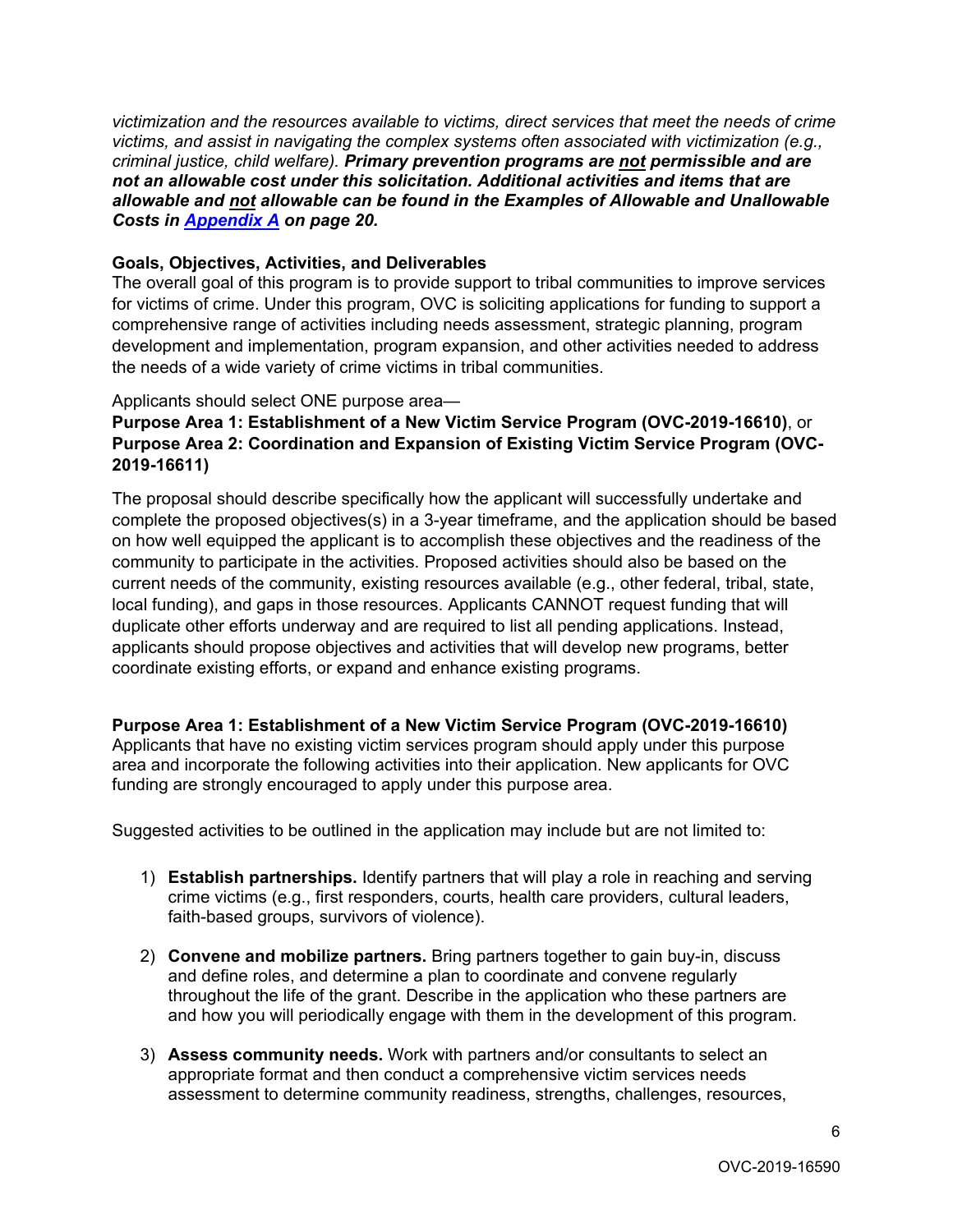*victimization and the resources available to victims, direct services that meet the needs of crime victims, and assist in navigating the complex systems often associated with victimization (e.g., criminal justice, child welfare).* ***Primary prevention programs are not permissible and are not an allowable cost under this solicitation. Additional activities and items that are allowable and not allowable can be found in the Examples of Allowable and Unallowable Costs in [Appendix A](#) on page 20.***

**Goals, Objectives, Activities, and Deliverables**

The overall goal of this program is to provide support to tribal communities to improve services for victims of crime. Under this program, OVC is soliciting applications for funding to support a comprehensive range of activities including needs assessment, strategic planning, program development and implementation, program expansion, and other activities needed to address the needs of a wide variety of crime victims in tribal communities.

Applicants should select ONE purpose area—

**Purpose Area 1: Establishment of a New Victim Service Program (OVC-2019-16610)**, or **Purpose Area 2: Coordination and Expansion of Existing Victim Service Program (OVC-2019-16611)**

The proposal should describe specifically how the applicant will successfully undertake and complete the proposed objectives(s) in a 3-year timeframe, and the application should be based on how well equipped the applicant is to accomplish these objectives and the readiness of the community to participate in the activities. Proposed activities should also be based on the current needs of the community, existing resources available (e.g., other federal, tribal, state, local funding), and gaps in those resources. Applicants CANNOT request funding that will duplicate other efforts underway and are required to list all pending applications. Instead, applicants should propose objectives and activities that will develop new programs, better coordinate existing efforts, or expand and enhance existing programs.

**Purpose Area 1: Establishment of a New Victim Service Program (OVC-2019-16610)**

Applicants that have no existing victim services program should apply under this purpose area and incorporate the following activities into their application. New applicants for OVC funding are strongly encouraged to apply under this purpose area.

Suggested activities to be outlined in the application may include but are not limited to:

1) **Establish partnerships.** Identify partners that will play a role in reaching and serving crime victims (e.g., first responders, courts, health care providers, cultural leaders, faith-based groups, survivors of violence).

2) **Convene and mobilize partners.** Bring partners together to gain buy-in, discuss and define roles, and determine a plan to coordinate and convene regularly throughout the life of the grant. Describe in the application who these partners are and how you will periodically engage with them in the development of this program.

3) **Assess community needs.** Work with partners and/or consultants to select an appropriate format and then conduct a comprehensive victim services needs assessment to determine community readiness, strengths, challenges, resources,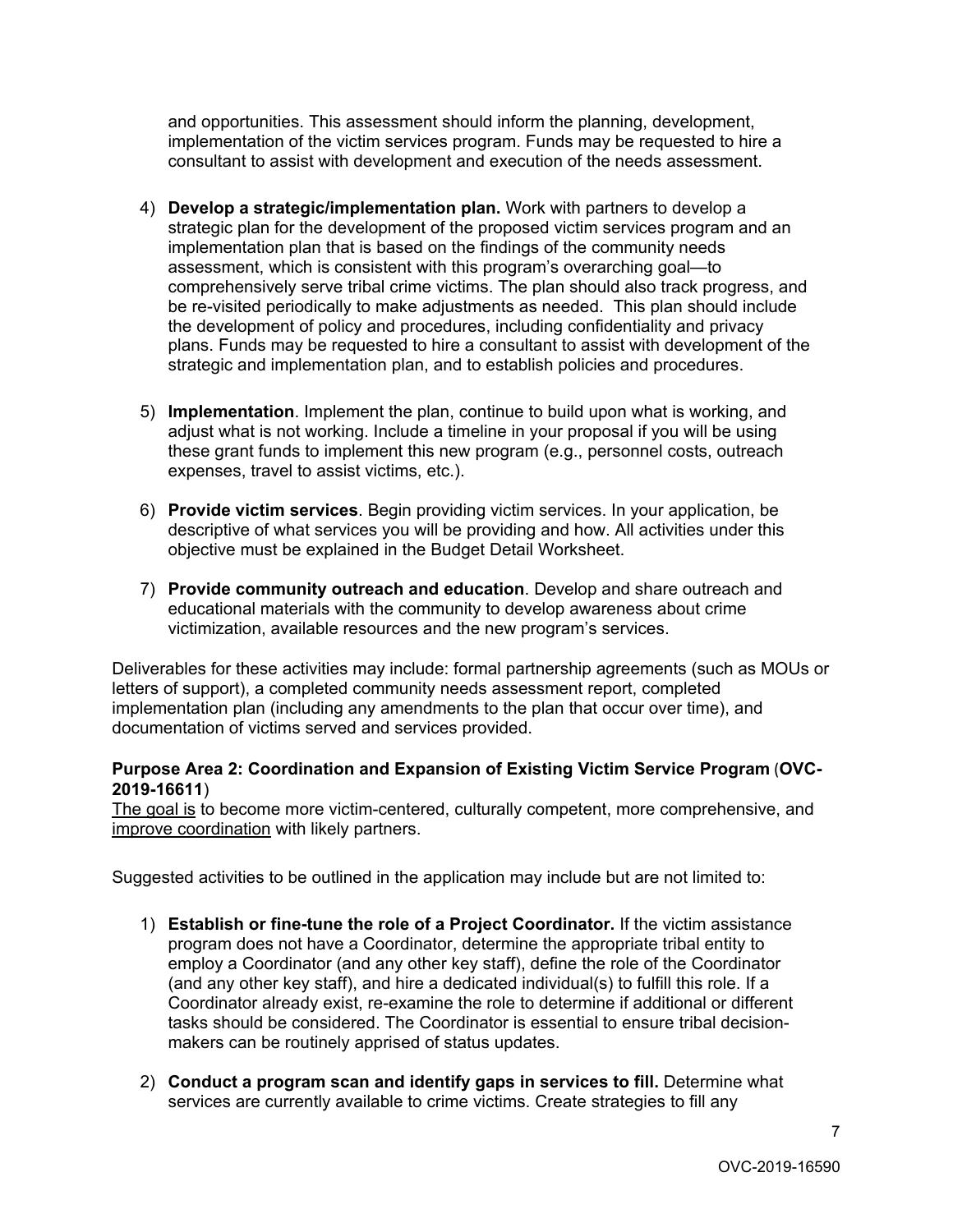and opportunities. This assessment should inform the planning, development, implementation of the victim services program. Funds may be requested to hire a consultant to assist with development and execution of the needs assessment.

4) **Develop a strategic/implementation plan.** Work with partners to develop a strategic plan for the development of the proposed victim services program and an implementation plan that is based on the findings of the community needs assessment, which is consistent with this program's overarching goal—to comprehensively serve tribal crime victims. The plan should also track progress, and be re-visited periodically to make adjustments as needed. This plan should include the development of policy and procedures, including confidentiality and privacy plans. Funds may be requested to hire a consultant to assist with development of the strategic and implementation plan, and to establish policies and procedures.

5) **Implementation**. Implement the plan, continue to build upon what is working, and adjust what is not working. Include a timeline in your proposal if you will be using these grant funds to implement this new program (e.g., personnel costs, outreach expenses, travel to assist victims, etc.).

6) **Provide victim services**. Begin providing victim services. In your application, be descriptive of what services you will be providing and how. All activities under this objective must be explained in the Budget Detail Worksheet.

7) **Provide community outreach and education**. Develop and share outreach and educational materials with the community to develop awareness about crime victimization, available resources and the new program's services.

Deliverables for these activities may include: formal partnership agreements (such as MOUs or letters of support), a completed community needs assessment report, completed implementation plan (including any amendments to the plan that occur over time), and documentation of victims served and services provided.

**Purpose Area 2: Coordination and Expansion of Existing Victim Service Program** (**OVC-2019-16611**)

<u>The goal is</u> to become more victim-centered, culturally competent, more comprehensive, and <u>improve coordination</u> with likely partners.

Suggested activities to be outlined in the application may include but are not limited to:

1) **Establish or fine-tune the role of a Project Coordinator.** If the victim assistance program does not have a Coordinator, determine the appropriate tribal entity to employ a Coordinator (and any other key staff), define the role of the Coordinator (and any other key staff), and hire a dedicated individual(s) to fulfill this role. If a Coordinator already exist, re-examine the role to determine if additional or different tasks should be considered. The Coordinator is essential to ensure tribal decision-makers can be routinely apprised of status updates.

2) **Conduct a program scan and identify gaps in services to fill.** Determine what services are currently available to crime victims. Create strategies to fill any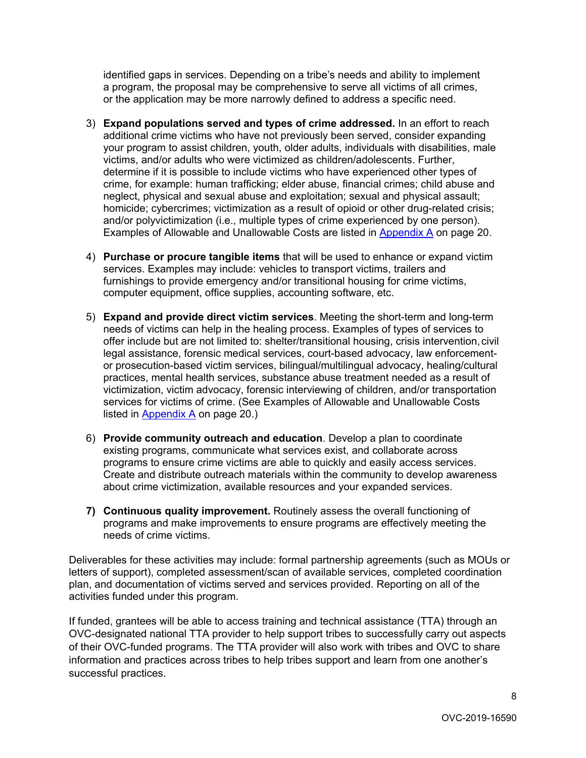identified gaps in services. Depending on a tribe's needs and ability to implement a program, the proposal may be comprehensive to serve all victims of all crimes, or the application may be more narrowly defined to address a specific need.

3) **Expand populations served and types of crime addressed.** In an effort to reach additional crime victims who have not previously been served, consider expanding your program to assist children, youth, older adults, individuals with disabilities, male victims, and/or adults who were victimized as children/adolescents. Further, determine if it is possible to include victims who have experienced other types of crime, for example: human trafficking; elder abuse, financial crimes; child abuse and neglect, physical and sexual abuse and exploitation; sexual and physical assault; homicide; cybercrimes; victimization as a result of opioid or other drug-related crisis; and/or polyvictimization (i.e., multiple types of crime experienced by one person). Examples of Allowable and Unallowable Costs are listed in [Appendix A] on page 20.

4) **Purchase or procure tangible items** that will be used to enhance or expand victim services. Examples may include: vehicles to transport victims, trailers and furnishings to provide emergency and/or transitional housing for crime victims, computer equipment, office supplies, accounting software, etc.

5) **Expand and provide direct victim services**. Meeting the short-term and long-term needs of victims can help in the healing process. Examples of types of services to offer include but are not limited to: shelter/transitional housing, crisis intervention, civil legal assistance, forensic medical services, court-based advocacy, law enforcement- or prosecution-based victim services, bilingual/multilingual advocacy, healing/cultural practices, mental health services, substance abuse treatment needed as a result of victimization, victim advocacy, forensic interviewing of children, and/or transportation services for victims of crime. (See Examples of Allowable and Unallowable Costs listed in [Appendix A] on page 20.)

6) **Provide community outreach and education**. Develop a plan to coordinate existing programs, communicate what services exist, and collaborate across programs to ensure crime victims are able to quickly and easily access services. Create and distribute outreach materials within the community to develop awareness about crime victimization, available resources and your expanded services.

7) **Continuous quality improvement.** Routinely assess the overall functioning of programs and make improvements to ensure programs are effectively meeting the needs of crime victims.

Deliverables for these activities may include: formal partnership agreements (such as MOUs or letters of support), completed assessment/scan of available services, completed coordination plan, and documentation of victims served and services provided. Reporting on all of the activities funded under this program.

If funded, grantees will be able to access training and technical assistance (TTA) through an OVC-designated national TTA provider to help support tribes to successfully carry out aspects of their OVC-funded programs. The TTA provider will also work with tribes and OVC to share information and practices across tribes to help tribes support and learn from one another's successful practices.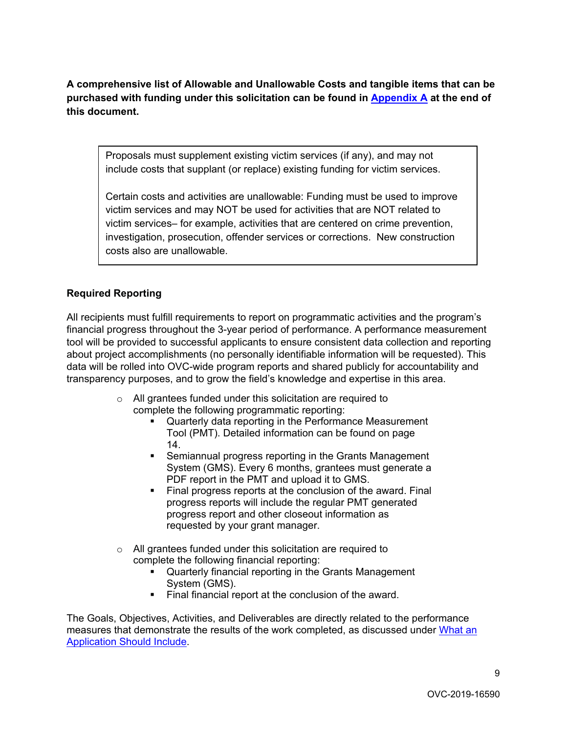**A comprehensive list of Allowable and Unallowable Costs and tangible items that can be purchased with funding under this solicitation can be found in Appendix A at the end of this document.**

> Proposals must supplement existing victim services (if any), and may not include costs that supplant (or replace) existing funding for victim services.
>
> Certain costs and activities are unallowable: Funding must be used to improve victim services and may NOT be used for activities that are NOT related to victim services– for example, activities that are centered on crime prevention, investigation, prosecution, offender services or corrections. New construction costs also are unallowable.

**Required Reporting**

All recipients must fulfill requirements to report on programmatic activities and the program's financial progress throughout the 3-year period of performance. A performance measurement tool will be provided to successful applicants to ensure consistent data collection and reporting about project accomplishments (no personally identifiable information will be requested). This data will be rolled into OVC-wide program reports and shared publicly for accountability and transparency purposes, and to grow the field's knowledge and expertise in this area.

- All grantees funded under this solicitation are required to complete the following programmatic reporting:
  - Quarterly data reporting in the Performance Measurement Tool (PMT). Detailed information can be found on page 14.
  - Semiannual progress reporting in the Grants Management System (GMS). Every 6 months, grantees must generate a PDF report in the PMT and upload it to GMS.
  - Final progress reports at the conclusion of the award. Final progress reports will include the regular PMT generated progress report and other closeout information as requested by your grant manager.

- All grantees funded under this solicitation are required to complete the following financial reporting:
  - Quarterly financial reporting in the Grants Management System (GMS).
  - Final financial report at the conclusion of the award.

The Goals, Objectives, Activities, and Deliverables are directly related to the performance measures that demonstrate the results of the work completed, as discussed under What an Application Should Include.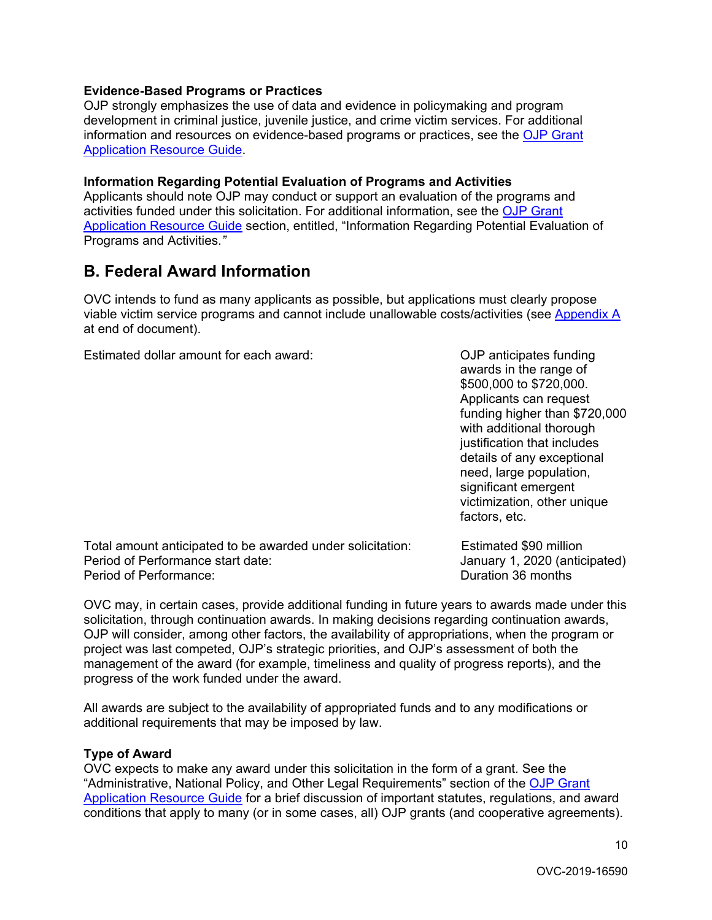**Evidence-Based Programs or Practices**
OJP strongly emphasizes the use of data and evidence in policymaking and program development in criminal justice, juvenile justice, and crime victim services. For additional information and resources on evidence-based programs or practices, see the OJP Grant Application Resource Guide.

**Information Regarding Potential Evaluation of Programs and Activities**
Applicants should note OJP may conduct or support an evaluation of the programs and activities funded under this solicitation. For additional information, see the OJP Grant Application Resource Guide section, entitled, "Information Regarding Potential Evaluation of Programs and Activities."

## B. Federal Award Information

OVC intends to fund as many applicants as possible, but applications must clearly propose viable victim service programs and cannot include unallowable costs/activities (see Appendix A at end of document).

| | |
|---|---|
| Estimated dollar amount for each award: | OJP anticipates funding awards in the range of $500,000 to $720,000. Applicants can request funding higher than $720,000 with additional thorough justification that includes details of any exceptional need, large population, significant emergent victimization, other unique factors, etc. |
| Total amount anticipated to be awarded under solicitation: | Estimated $90 million |
| Period of Performance start date: | January 1, 2020 (anticipated) |
| Period of Performance: | Duration 36 months |

OVC may, in certain cases, provide additional funding in future years to awards made under this solicitation, through continuation awards. In making decisions regarding continuation awards, OJP will consider, among other factors, the availability of appropriations, when the program or project was last competed, OJP's strategic priorities, and OJP's assessment of both the management of the award (for example, timeliness and quality of progress reports), and the progress of the work funded under the award.

All awards are subject to the availability of appropriated funds and to any modifications or additional requirements that may be imposed by law.

**Type of Award**
OVC expects to make any award under this solicitation in the form of a grant. See the "Administrative, National Policy, and Other Legal Requirements" section of the OJP Grant Application Resource Guide for a brief discussion of important statutes, regulations, and award conditions that apply to many (or in some cases, all) OJP grants (and cooperative agreements).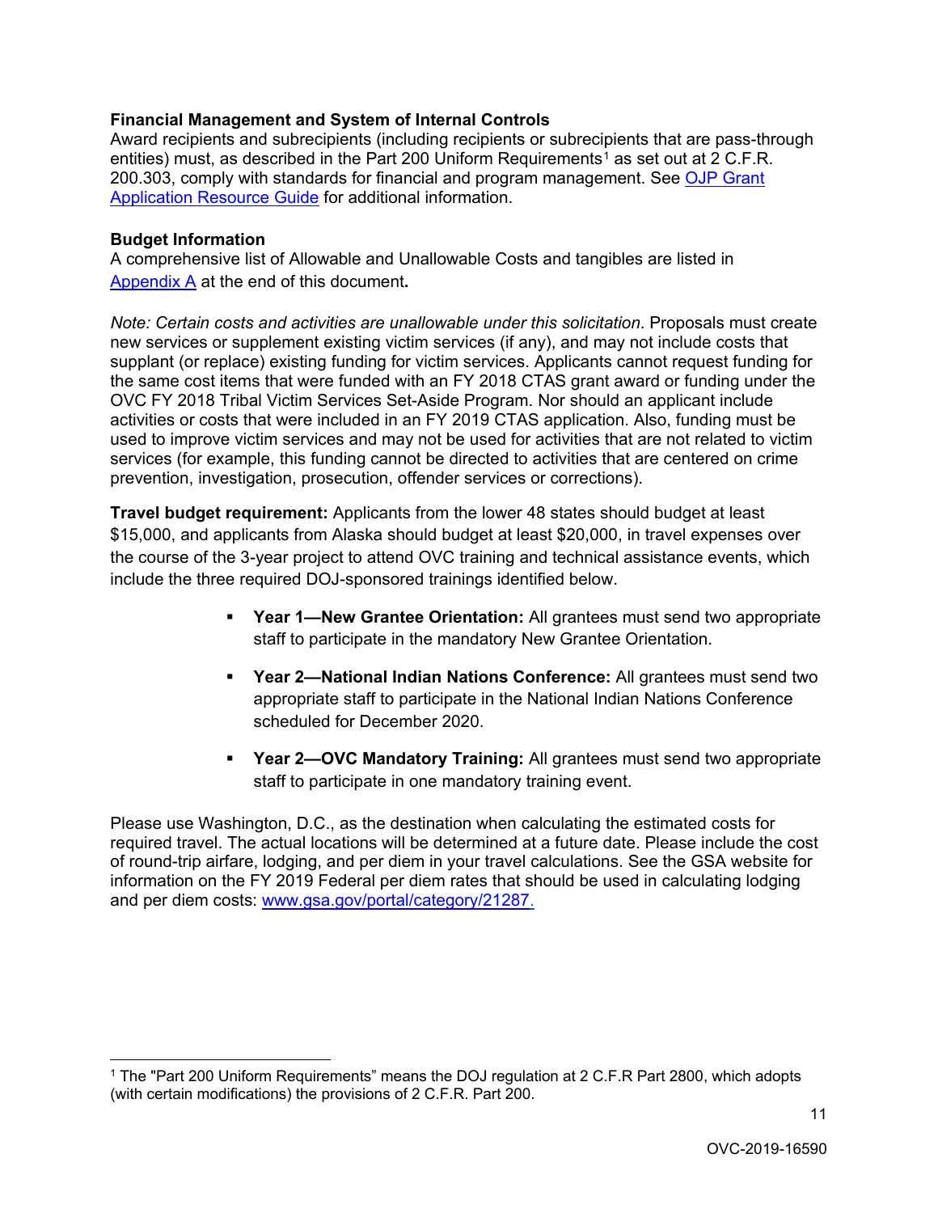**Financial Management and System of Internal Controls**
Award recipients and subrecipients (including recipients or subrecipients that are pass-through entities) must, as described in the Part 200 Uniform Requirements[1] as set out at 2 C.F.R. 200.303, comply with standards for financial and program management. See [OJP Grant Application Resource Guide](#) for additional information.

**Budget Information**
A comprehensive list of Allowable and Unallowable Costs and tangibles are listed in [Appendix A](#) at the end of this document**.**

*Note: Certain costs and activities are unallowable under this solicitation*. Proposals must create new services or supplement existing victim services (if any), and may not include costs that supplant (or replace) existing funding for victim services. Applicants cannot request funding for the same cost items that were funded with an FY 2018 CTAS grant award or funding under the OVC FY 2018 Tribal Victim Services Set-Aside Program. Nor should an applicant include activities or costs that were included in an FY 2019 CTAS application. Also, funding must be used to improve victim services and may not be used for activities that are not related to victim services (for example, this funding cannot be directed to activities that are centered on crime prevention, investigation, prosecution, offender services or corrections).

**Travel budget requirement:** Applicants from the lower 48 states should budget at least $15,000, and applicants from Alaska should budget at least $20,000, in travel expenses over the course of the 3-year project to attend OVC training and technical assistance events, which include the three required DOJ-sponsored trainings identified below.

- **Year 1—New Grantee Orientation:** All grantees must send two appropriate staff to participate in the mandatory New Grantee Orientation.
- **Year 2—National Indian Nations Conference:** All grantees must send two appropriate staff to participate in the National Indian Nations Conference scheduled for December 2020.
- **Year 2—OVC Mandatory Training:** All grantees must send two appropriate staff to participate in one mandatory training event.

Please use Washington, D.C., as the destination when calculating the estimated costs for required travel. The actual locations will be determined at a future date. Please include the cost of round-trip airfare, lodging, and per diem in your travel calculations. See the GSA website for information on the FY 2019 Federal per diem rates that should be used in calculating lodging and per diem costs: [www.gsa.gov/portal/category/21287.](http://www.gsa.gov/portal/category/21287)

[1] The "Part 200 Uniform Requirements" means the DOJ regulation at 2 C.F.R Part 2800, which adopts (with certain modifications) the provisions of 2 C.F.R. Part 200.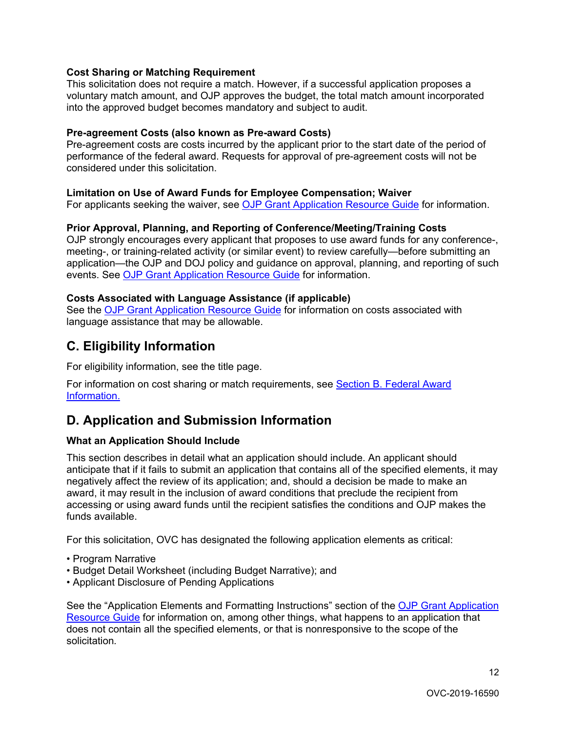**Cost Sharing or Matching Requirement**
This solicitation does not require a match. However, if a successful application proposes a voluntary match amount, and OJP approves the budget, the total match amount incorporated into the approved budget becomes mandatory and subject to audit.

**Pre-agreement Costs (also known as Pre-award Costs)**
Pre-agreement costs are costs incurred by the applicant prior to the start date of the period of performance of the federal award. Requests for approval of pre-agreement costs will not be considered under this solicitation.

**Limitation on Use of Award Funds for Employee Compensation; Waiver**
For applicants seeking the waiver, see OJP Grant Application Resource Guide for information.

**Prior Approval, Planning, and Reporting of Conference/Meeting/Training Costs**
OJP strongly encourages every applicant that proposes to use award funds for any conference-, meeting-, or training-related activity (or similar event) to review carefully—before submitting an application—the OJP and DOJ policy and guidance on approval, planning, and reporting of such events. See OJP Grant Application Resource Guide for information.

**Costs Associated with Language Assistance (if applicable)**
See the OJP Grant Application Resource Guide for information on costs associated with language assistance that may be allowable.

## C. Eligibility Information

For eligibility information, see the title page.

For information on cost sharing or match requirements, see Section B. Federal Award Information.

## D. Application and Submission Information

**What an Application Should Include**

This section describes in detail what an application should include. An applicant should anticipate that if it fails to submit an application that contains all of the specified elements, it may negatively affect the review of its application; and, should a decision be made to make an award, it may result in the inclusion of award conditions that preclude the recipient from accessing or using award funds until the recipient satisfies the conditions and OJP makes the funds available.

For this solicitation, OVC has designated the following application elements as critical:

- Program Narrative
- Budget Detail Worksheet (including Budget Narrative); and
- Applicant Disclosure of Pending Applications

See the "Application Elements and Formatting Instructions" section of the OJP Grant Application Resource Guide for information on, among other things, what happens to an application that does not contain all the specified elements, or that is nonresponsive to the scope of the solicitation.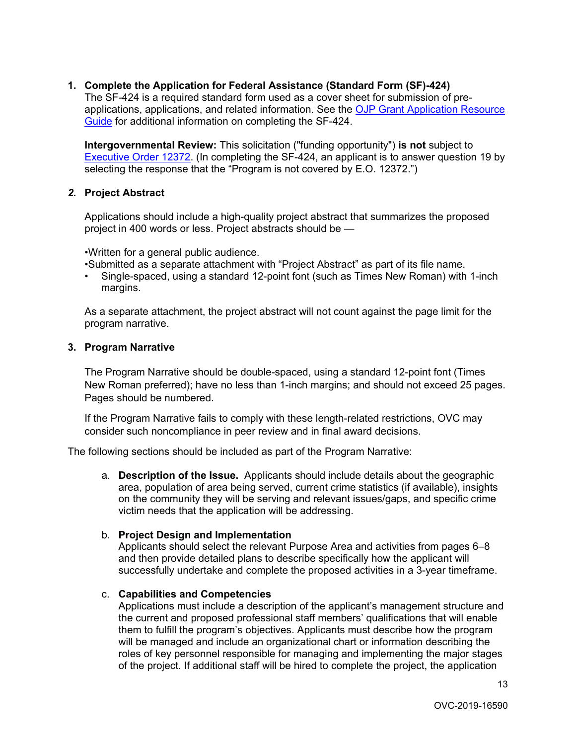1. **Complete the Application for Federal Assistance (Standard Form (SF)-424)**
   The SF-424 is a required standard form used as a cover sheet for submission of pre-applications, applications, and related information. See the [OJP Grant Application Resource Guide] for additional information on completing the SF-424.

   **Intergovernmental Review:** This solicitation ("funding opportunity") **is not** subject to [Executive Order 12372]. (In completing the SF-424, an applicant is to answer question 19 by selecting the response that the "Program is not covered by E.O. 12372.")

2. **Project Abstract**

   Applications should include a high-quality project abstract that summarizes the proposed project in 400 words or less. Project abstracts should be —

   - Written for a general public audience.
   - Submitted as a separate attachment with "Project Abstract" as part of its file name.
   - Single-spaced, using a standard 12-point font (such as Times New Roman) with 1-inch margins.

   As a separate attachment, the project abstract will not count against the page limit for the program narrative.

3. **Program Narrative**

   The Program Narrative should be double-spaced, using a standard 12-point font (Times New Roman preferred); have no less than 1-inch margins; and should not exceed 25 pages. Pages should be numbered.

   If the Program Narrative fails to comply with these length-related restrictions, OVC may consider such noncompliance in peer review and in final award decisions.

The following sections should be included as part of the Program Narrative:

a. **Description of the Issue.** Applicants should include details about the geographic area, population of area being served, current crime statistics (if available), insights on the community they will be serving and relevant issues/gaps, and specific crime victim needs that the application will be addressing.

b. **Project Design and Implementation**
   Applicants should select the relevant Purpose Area and activities from pages 6–8 and then provide detailed plans to describe specifically how the applicant will successfully undertake and complete the proposed activities in a 3-year timeframe.

c. **Capabilities and Competencies**
   Applications must include a description of the applicant's management structure and the current and proposed professional staff members' qualifications that will enable them to fulfill the program's objectives. Applicants must describe how the program will be managed and include an organizational chart or information describing the roles of key personnel responsible for managing and implementing the major stages of the project. If additional staff will be hired to complete the project, the application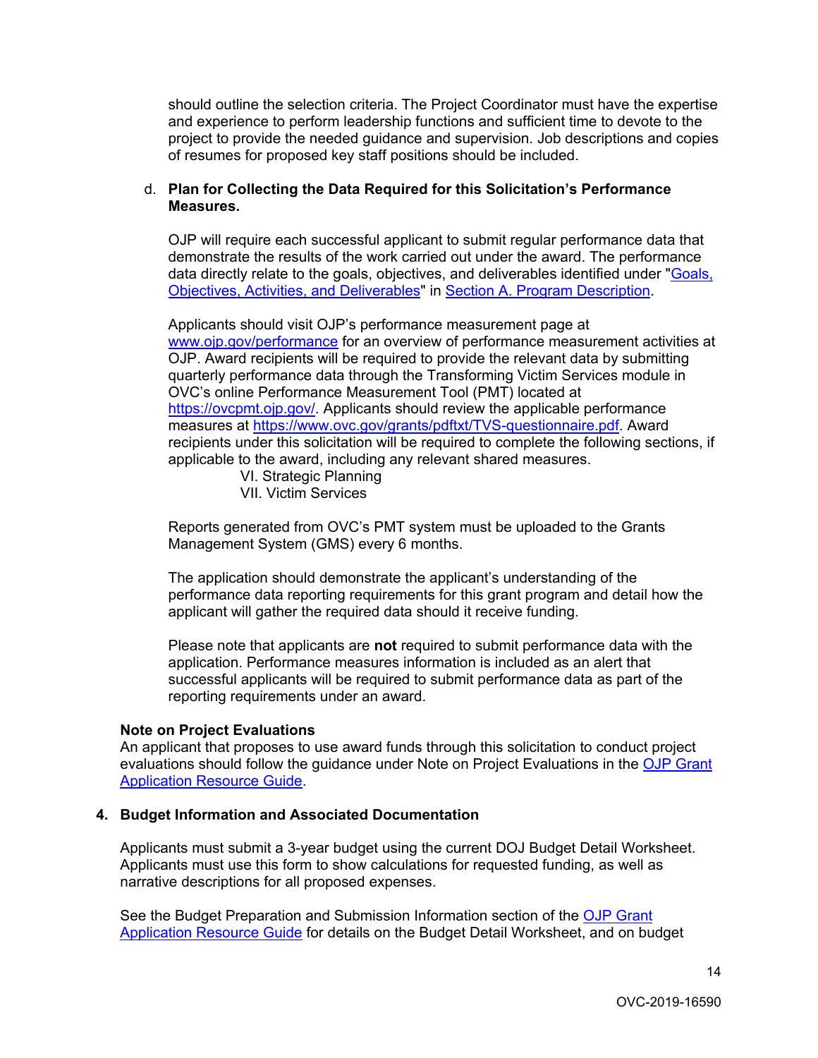should outline the selection criteria. The Project Coordinator must have the expertise and experience to perform leadership functions and sufficient time to devote to the project to provide the needed guidance and supervision. Job descriptions and copies of resumes for proposed key staff positions should be included.

d. **Plan for Collecting the Data Required for this Solicitation's Performance Measures.**

OJP will require each successful applicant to submit regular performance data that demonstrate the results of the work carried out under the award. The performance data directly relate to the goals, objectives, and deliverables identified under "Goals, Objectives, Activities, and Deliverables" in Section A. Program Description.

Applicants should visit OJP's performance measurement page at www.ojp.gov/performance for an overview of performance measurement activities at OJP. Award recipients will be required to provide the relevant data by submitting quarterly performance data through the Transforming Victim Services module in OVC's online Performance Measurement Tool (PMT) located at https://ovcpmt.ojp.gov/. Applicants should review the applicable performance measures at https://www.ovc.gov/grants/pdftxt/TVS-questionnaire.pdf. Award recipients under this solicitation will be required to complete the following sections, if applicable to the award, including any relevant shared measures.

VI. Strategic Planning
VII. Victim Services

Reports generated from OVC's PMT system must be uploaded to the Grants Management System (GMS) every 6 months.

The application should demonstrate the applicant's understanding of the performance data reporting requirements for this grant program and detail how the applicant will gather the required data should it receive funding.

Please note that applicants are **not** required to submit performance data with the application. Performance measures information is included as an alert that successful applicants will be required to submit performance data as part of the reporting requirements under an award.

**Note on Project Evaluations**
An applicant that proposes to use award funds through this solicitation to conduct project evaluations should follow the guidance under Note on Project Evaluations in the OJP Grant Application Resource Guide.

**4. Budget Information and Associated Documentation**

Applicants must submit a 3-year budget using the current DOJ Budget Detail Worksheet. Applicants must use this form to show calculations for requested funding, as well as narrative descriptions for all proposed expenses.

See the Budget Preparation and Submission Information section of the OJP Grant Application Resource Guide for details on the Budget Detail Worksheet, and on budget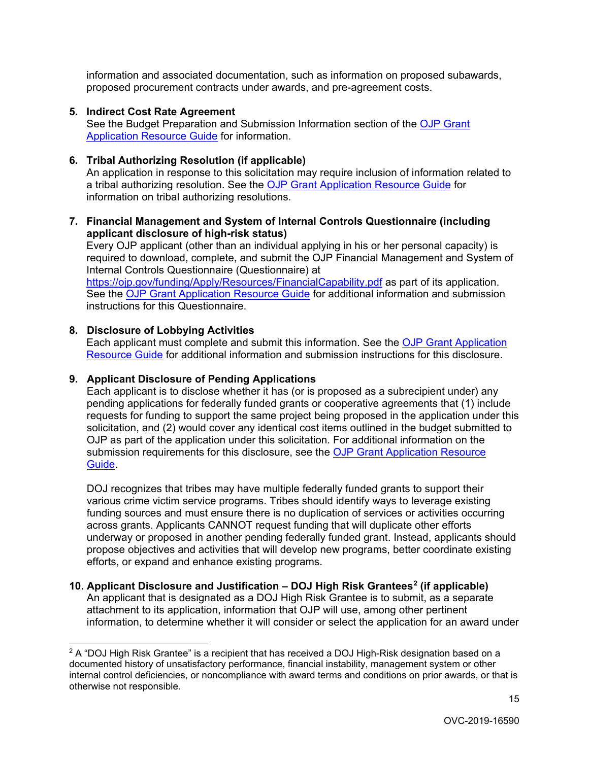information and associated documentation, such as information on proposed subawards, proposed procurement contracts under awards, and pre-agreement costs.

5. **Indirect Cost Rate Agreement**
   See the Budget Preparation and Submission Information section of the [OJP Grant Application Resource Guide](https://ojp.gov/funding/Apply/Resources/Grant-App-Resource-Guide.htm) for information.

6. **Tribal Authorizing Resolution (if applicable)**
   An application in response to this solicitation may require inclusion of information related to a tribal authorizing resolution. See the [OJP Grant Application Resource Guide](https://ojp.gov/funding/Apply/Resources/Grant-App-Resource-Guide.htm) for information on tribal authorizing resolutions.

7. **Financial Management and System of Internal Controls Questionnaire (including applicant disclosure of high-risk status)**
   Every OJP applicant (other than an individual applying in his or her personal capacity) is required to download, complete, and submit the OJP Financial Management and System of Internal Controls Questionnaire (Questionnaire) at https://ojp.gov/funding/Apply/Resources/FinancialCapability.pdf as part of its application. See the [OJP Grant Application Resource Guide](https://ojp.gov/funding/Apply/Resources/Grant-App-Resource-Guide.htm) for additional information and submission instructions for this Questionnaire.

8. **Disclosure of Lobbying Activities**
   Each applicant must complete and submit this information. See the [OJP Grant Application Resource Guide](https://ojp.gov/funding/Apply/Resources/Grant-App-Resource-Guide.htm) for additional information and submission instructions for this disclosure.

9. **Applicant Disclosure of Pending Applications**
   Each applicant is to disclose whether it has (or is proposed as a subrecipient under) any pending applications for federally funded grants or cooperative agreements that (1) include requests for funding to support the same project being proposed in the application under this solicitation, and (2) would cover any identical cost items outlined in the budget submitted to OJP as part of the application under this solicitation. For additional information on the submission requirements for this disclosure, see the [OJP Grant Application Resource Guide](https://ojp.gov/funding/Apply/Resources/Grant-App-Resource-Guide.htm).

   DOJ recognizes that tribes may have multiple federally funded grants to support their various crime victim service programs. Tribes should identify ways to leverage existing funding sources and must ensure there is no duplication of services or activities occurring across grants. Applicants CANNOT request funding that will duplicate other efforts underway or proposed in another pending federally funded grant. Instead, applicants should propose objectives and activities that will develop new programs, better coordinate existing efforts, or expand and enhance existing programs.

10. **Applicant Disclosure and Justification – DOJ High Risk Grantees[2] (if applicable)**
    An applicant that is designated as a DOJ High Risk Grantee is to submit, as a separate attachment to its application, information that OJP will use, among other pertinent information, to determine whether it will consider or select the application for an award under

---

[2] A "DOJ High Risk Grantee" is a recipient that has received a DOJ High-Risk designation based on a documented history of unsatisfactory performance, financial instability, management system or other internal control deficiencies, or noncompliance with award terms and conditions on prior awards, or that is otherwise not responsible.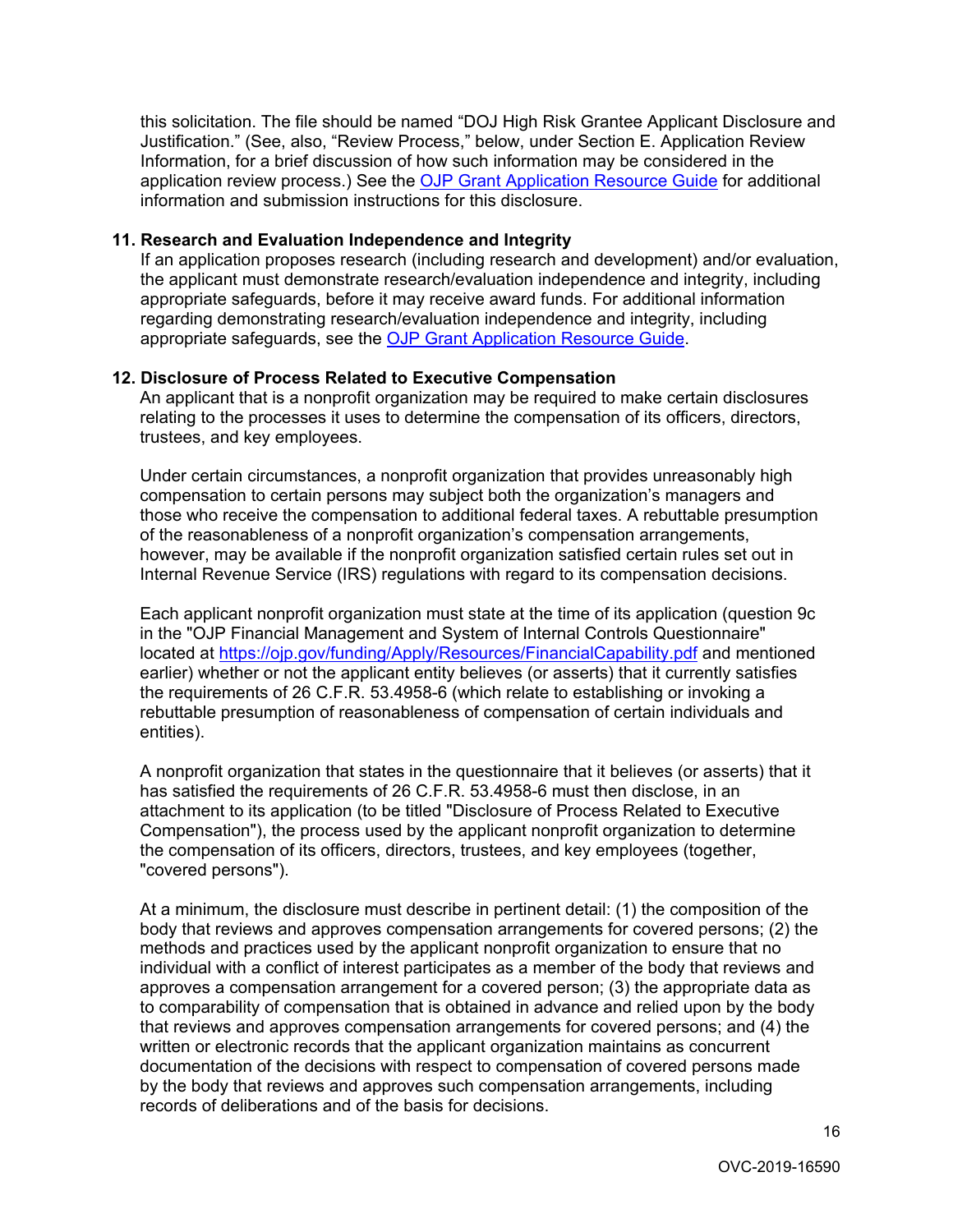this solicitation. The file should be named "DOJ High Risk Grantee Applicant Disclosure and Justification." (See, also, "Review Process," below, under Section E. Application Review Information, for a brief discussion of how such information may be considered in the application review process.) See the [OJP Grant Application Resource Guide](#) for additional information and submission instructions for this disclosure.

**11. Research and Evaluation Independence and Integrity**

If an application proposes research (including research and development) and/or evaluation, the applicant must demonstrate research/evaluation independence and integrity, including appropriate safeguards, before it may receive award funds. For additional information regarding demonstrating research/evaluation independence and integrity, including appropriate safeguards, see the [OJP Grant Application Resource Guide](#).

**12. Disclosure of Process Related to Executive Compensation**

An applicant that is a nonprofit organization may be required to make certain disclosures relating to the processes it uses to determine the compensation of its officers, directors, trustees, and key employees.

Under certain circumstances, a nonprofit organization that provides unreasonably high compensation to certain persons may subject both the organization's managers and those who receive the compensation to additional federal taxes. A rebuttable presumption of the reasonableness of a nonprofit organization's compensation arrangements, however, may be available if the nonprofit organization satisfied certain rules set out in Internal Revenue Service (IRS) regulations with regard to its compensation decisions.

Each applicant nonprofit organization must state at the time of its application (question 9c in the "OJP Financial Management and System of Internal Controls Questionnaire" located at https://ojp.gov/funding/Apply/Resources/FinancialCapability.pdf and mentioned earlier) whether or not the applicant entity believes (or asserts) that it currently satisfies the requirements of 26 C.F.R. 53.4958-6 (which relate to establishing or invoking a rebuttable presumption of reasonableness of compensation of certain individuals and entities).

A nonprofit organization that states in the questionnaire that it believes (or asserts) that it has satisfied the requirements of 26 C.F.R. 53.4958-6 must then disclose, in an attachment to its application (to be titled "Disclosure of Process Related to Executive Compensation"), the process used by the applicant nonprofit organization to determine the compensation of its officers, directors, trustees, and key employees (together, "covered persons").

At a minimum, the disclosure must describe in pertinent detail: (1) the composition of the body that reviews and approves compensation arrangements for covered persons; (2) the methods and practices used by the applicant nonprofit organization to ensure that no individual with a conflict of interest participates as a member of the body that reviews and approves a compensation arrangement for a covered person; (3) the appropriate data as to comparability of compensation that is obtained in advance and relied upon by the body that reviews and approves compensation arrangements for covered persons; and (4) the written or electronic records that the applicant organization maintains as concurrent documentation of the decisions with respect to compensation of covered persons made by the body that reviews and approves such compensation arrangements, including records of deliberations and of the basis for decisions.

OVC-2019-16590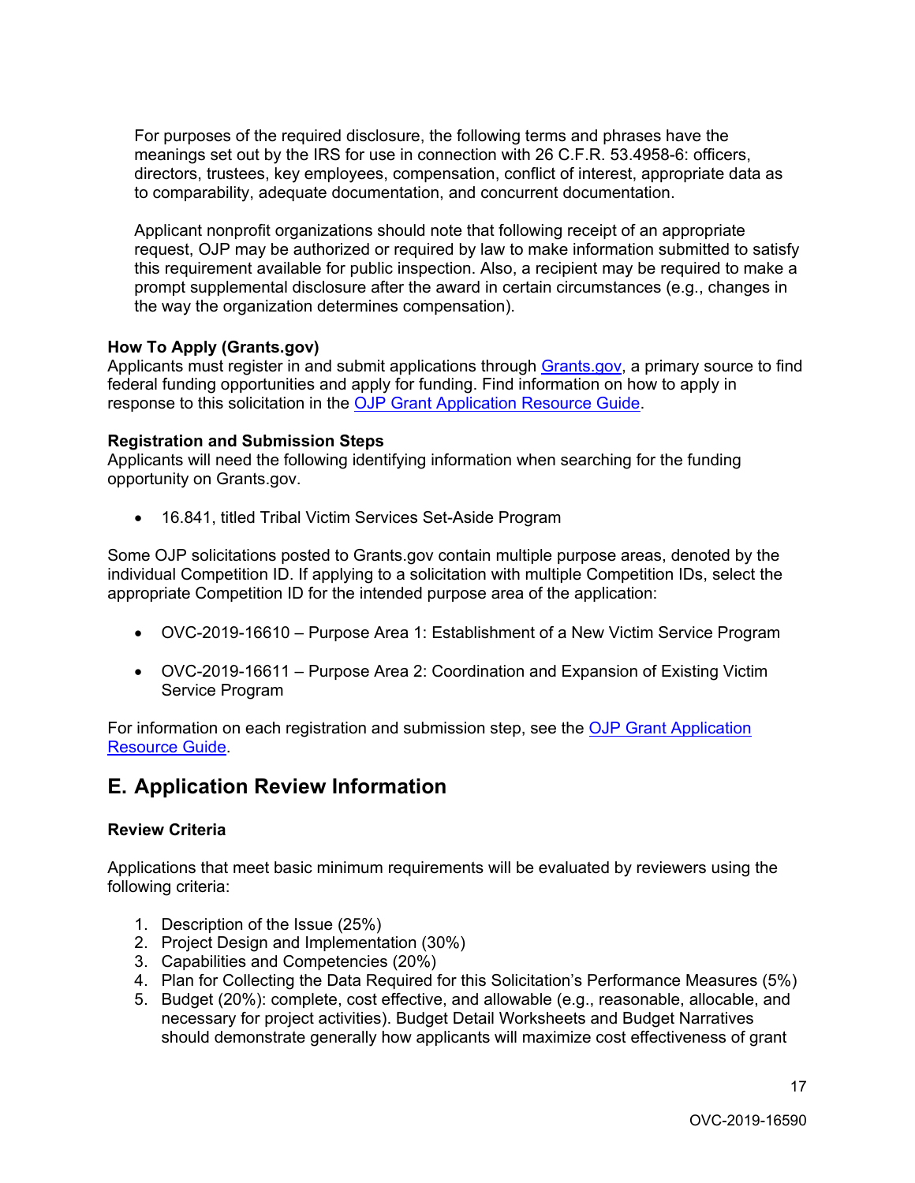For purposes of the required disclosure, the following terms and phrases have the meanings set out by the IRS for use in connection with 26 C.F.R. 53.4958-6: officers, directors, trustees, key employees, compensation, conflict of interest, appropriate data as to comparability, adequate documentation, and concurrent documentation.

Applicant nonprofit organizations should note that following receipt of an appropriate request, OJP may be authorized or required by law to make information submitted to satisfy this requirement available for public inspection. Also, a recipient may be required to make a prompt supplemental disclosure after the award in certain circumstances (e.g., changes in the way the organization determines compensation).

**How To Apply (Grants.gov)**
Applicants must register in and submit applications through [Grants.gov](https://www.grants.gov), a primary source to find federal funding opportunities and apply for funding. Find information on how to apply in response to this solicitation in the [OJP Grant Application Resource Guide](https://www.ojp.gov/funding/Apply/Resources/Grant-App-Resource-Guide.htm).

**Registration and Submission Steps**
Applicants will need the following identifying information when searching for the funding opportunity on Grants.gov.

- 16.841, titled Tribal Victim Services Set-Aside Program

Some OJP solicitations posted to Grants.gov contain multiple purpose areas, denoted by the individual Competition ID. If applying to a solicitation with multiple Competition IDs, select the appropriate Competition ID for the intended purpose area of the application:

- OVC-2019-16610 – Purpose Area 1: Establishment of a New Victim Service Program
- OVC-2019-16611 – Purpose Area 2: Coordination and Expansion of Existing Victim Service Program

For information on each registration and submission step, see the [OJP Grant Application Resource Guide](https://www.ojp.gov/funding/Apply/Resources/Grant-App-Resource-Guide.htm).

## E. Application Review Information

**Review Criteria**

Applications that meet basic minimum requirements will be evaluated by reviewers using the following criteria:

1. Description of the Issue (25%)
2. Project Design and Implementation (30%)
3. Capabilities and Competencies (20%)
4. Plan for Collecting the Data Required for this Solicitation's Performance Measures (5%)
5. Budget (20%): complete, cost effective, and allowable (e.g., reasonable, allocable, and necessary for project activities). Budget Detail Worksheets and Budget Narratives should demonstrate generally how applicants will maximize cost effectiveness of grant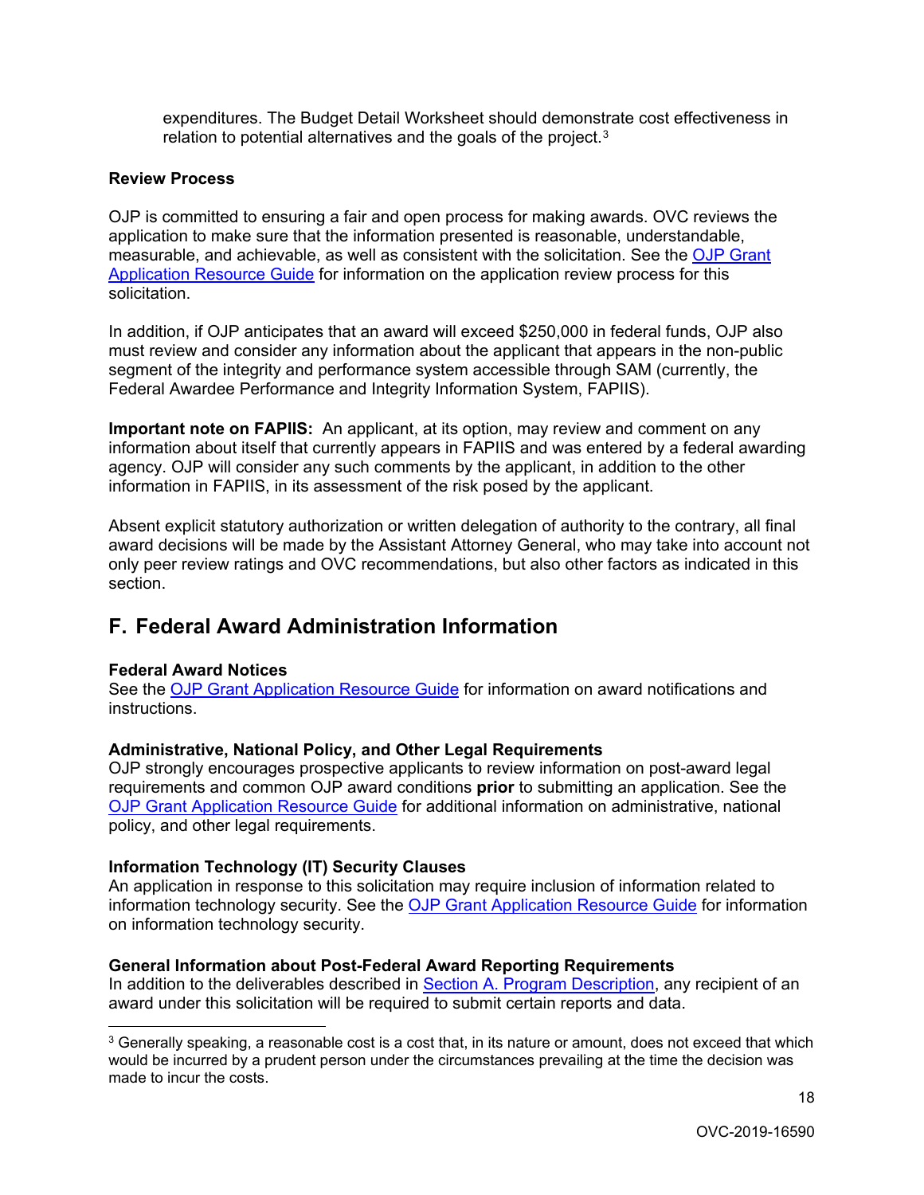expenditures. The Budget Detail Worksheet should demonstrate cost effectiveness in relation to potential alternatives and the goals of the project.[3]

**Review Process**

OJP is committed to ensuring a fair and open process for making awards. OVC reviews the application to make sure that the information presented is reasonable, understandable, measurable, and achievable, as well as consistent with the solicitation. See the OJP Grant Application Resource Guide for information on the application review process for this solicitation.

In addition, if OJP anticipates that an award will exceed $250,000 in federal funds, OJP also must review and consider any information about the applicant that appears in the non-public segment of the integrity and performance system accessible through SAM (currently, the Federal Awardee Performance and Integrity Information System, FAPIIS).

**Important note on FAPIIS:** An applicant, at its option, may review and comment on any information about itself that currently appears in FAPIIS and was entered by a federal awarding agency. OJP will consider any such comments by the applicant, in addition to the other information in FAPIIS, in its assessment of the risk posed by the applicant.

Absent explicit statutory authorization or written delegation of authority to the contrary, all final award decisions will be made by the Assistant Attorney General, who may take into account not only peer review ratings and OVC recommendations, but also other factors as indicated in this section.

## F. Federal Award Administration Information

**Federal Award Notices**
See the OJP Grant Application Resource Guide for information on award notifications and instructions.

**Administrative, National Policy, and Other Legal Requirements**
OJP strongly encourages prospective applicants to review information on post-award legal requirements and common OJP award conditions **prior** to submitting an application. See the OJP Grant Application Resource Guide for additional information on administrative, national policy, and other legal requirements.

**Information Technology (IT) Security Clauses**
An application in response to this solicitation may require inclusion of information related to information technology security. See the OJP Grant Application Resource Guide for information on information technology security.

**General Information about Post-Federal Award Reporting Requirements**
In addition to the deliverables described in Section A. Program Description, any recipient of an award under this solicitation will be required to submit certain reports and data.

---

[3] Generally speaking, a reasonable cost is a cost that, in its nature or amount, does not exceed that which would be incurred by a prudent person under the circumstances prevailing at the time the decision was made to incur the costs.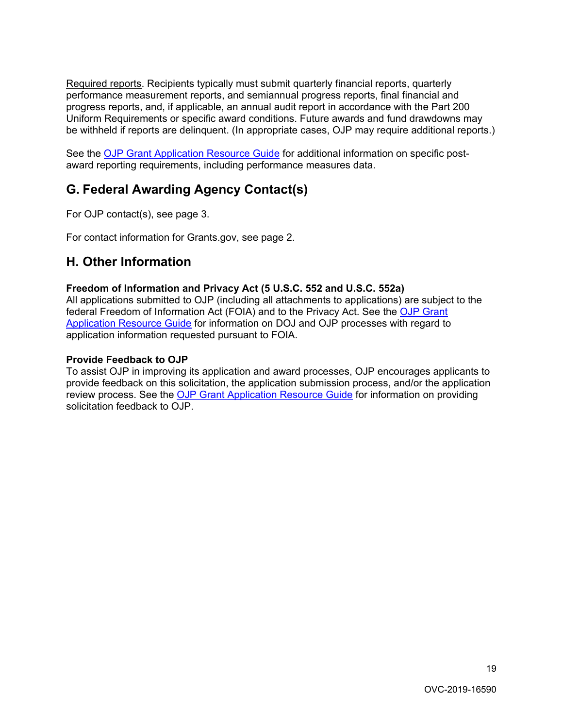Required reports. Recipients typically must submit quarterly financial reports, quarterly performance measurement reports, and semiannual progress reports, final financial and progress reports, and, if applicable, an annual audit report in accordance with the Part 200 Uniform Requirements or specific award conditions. Future awards and fund drawdowns may be withheld if reports are delinquent. (In appropriate cases, OJP may require additional reports.)

See the OJP Grant Application Resource Guide for additional information on specific post-award reporting requirements, including performance measures data.

## G. Federal Awarding Agency Contact(s)

For OJP contact(s), see page 3.

For contact information for Grants.gov, see page 2.

## H. Other Information

**Freedom of Information and Privacy Act (5 U.S.C. 552 and U.S.C. 552a)**
All applications submitted to OJP (including all attachments to applications) are subject to the federal Freedom of Information Act (FOIA) and to the Privacy Act. See the OJP Grant Application Resource Guide for information on DOJ and OJP processes with regard to application information requested pursuant to FOIA.

**Provide Feedback to OJP**
To assist OJP in improving its application and award processes, OJP encourages applicants to provide feedback on this solicitation, the application submission process, and/or the application review process. See the OJP Grant Application Resource Guide for information on providing solicitation feedback to OJP.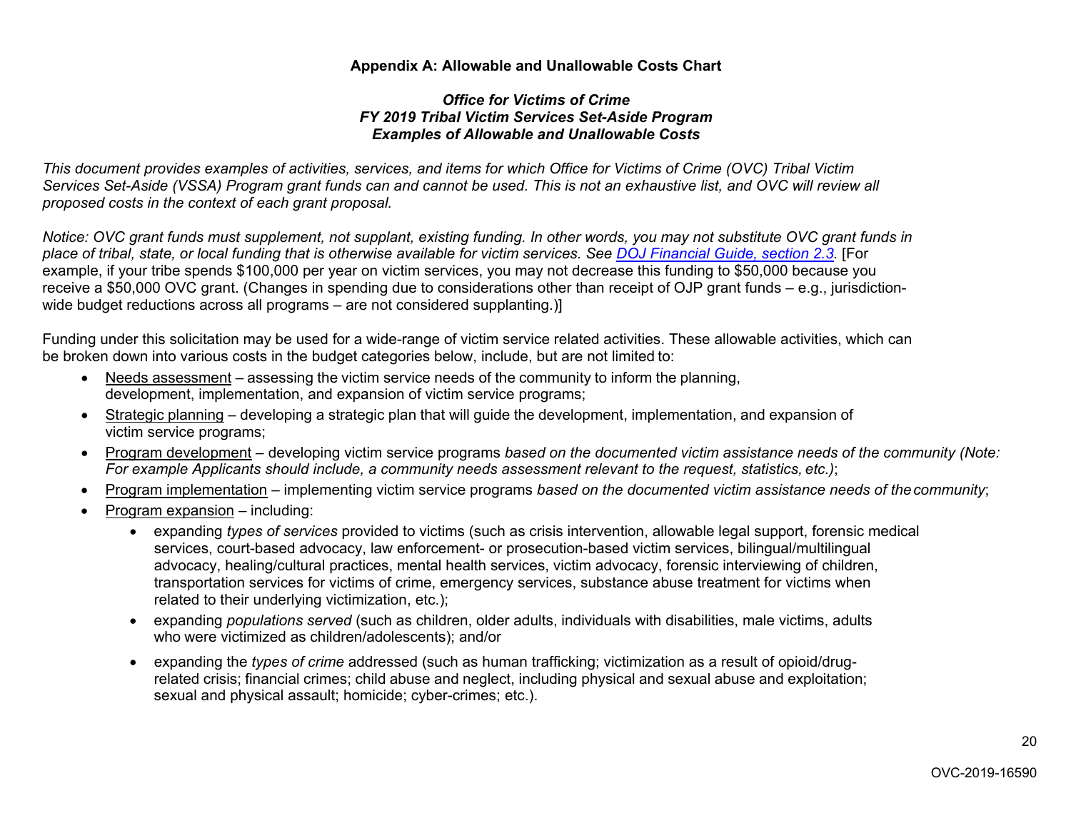## Appendix A: Allowable and Unallowable Costs Chart

***Office for Victims of Crime***
***FY 2019 Tribal Victim Services Set-Aside Program***
***Examples of Allowable and Unallowable Costs***

*This document provides examples of activities, services, and items for which Office for Victims of Crime (OVC) Tribal Victim Services Set-Aside (VSSA) Program grant funds can and cannot be used. This is not an exhaustive list, and OVC will review all proposed costs in the context of each grant proposal.*

*Notice: OVC grant funds must supplement, not supplant, existing funding. In other words, you may not substitute OVC grant funds in place of tribal, state, or local funding that is otherwise available for victim services. See [DOJ Financial Guide, section 2.3](#).* [For example, if your tribe spends $100,000 per year on victim services, you may not decrease this funding to $50,000 because you receive a $50,000 OVC grant. (Changes in spending due to considerations other than receipt of OJP grant funds – e.g., jurisdiction-wide budget reductions across all programs – are not considered supplanting.)]

Funding under this solicitation may be used for a wide-range of victim service related activities. These allowable activities, which can be broken down into various costs in the budget categories below, include, but are not limited to:

- <u>Needs assessment</u> – assessing the victim service needs of the community to inform the planning, development, implementation, and expansion of victim service programs;
- <u>Strategic planning</u> – developing a strategic plan that will guide the development, implementation, and expansion of victim service programs;
- <u>Program development</u> – developing victim service programs *based on the documented victim assistance needs of the community (Note: For example Applicants should include, a community needs assessment relevant to the request, statistics, etc.)*;
- <u>Program implementation</u> – implementing victim service programs *based on the documented victim assistance needs of the community*;
- <u>Program expansion</u> – including:
  - expanding *types of services* provided to victims (such as crisis intervention, allowable legal support, forensic medical services, court-based advocacy, law enforcement- or prosecution-based victim services, bilingual/multilingual advocacy, healing/cultural practices, mental health services, victim advocacy, forensic interviewing of children, transportation services for victims of crime, emergency services, substance abuse treatment for victims when related to their underlying victimization, etc.);
  - expanding *populations served* (such as children, older adults, individuals with disabilities, male victims, adults who were victimized as children/adolescents); and/or
  - expanding the *types of crime* addressed (such as human trafficking; victimization as a result of opioid/drug-related crisis; financial crimes; child abuse and neglect, including physical and sexual abuse and exploitation; sexual and physical assault; homicide; cyber-crimes; etc.).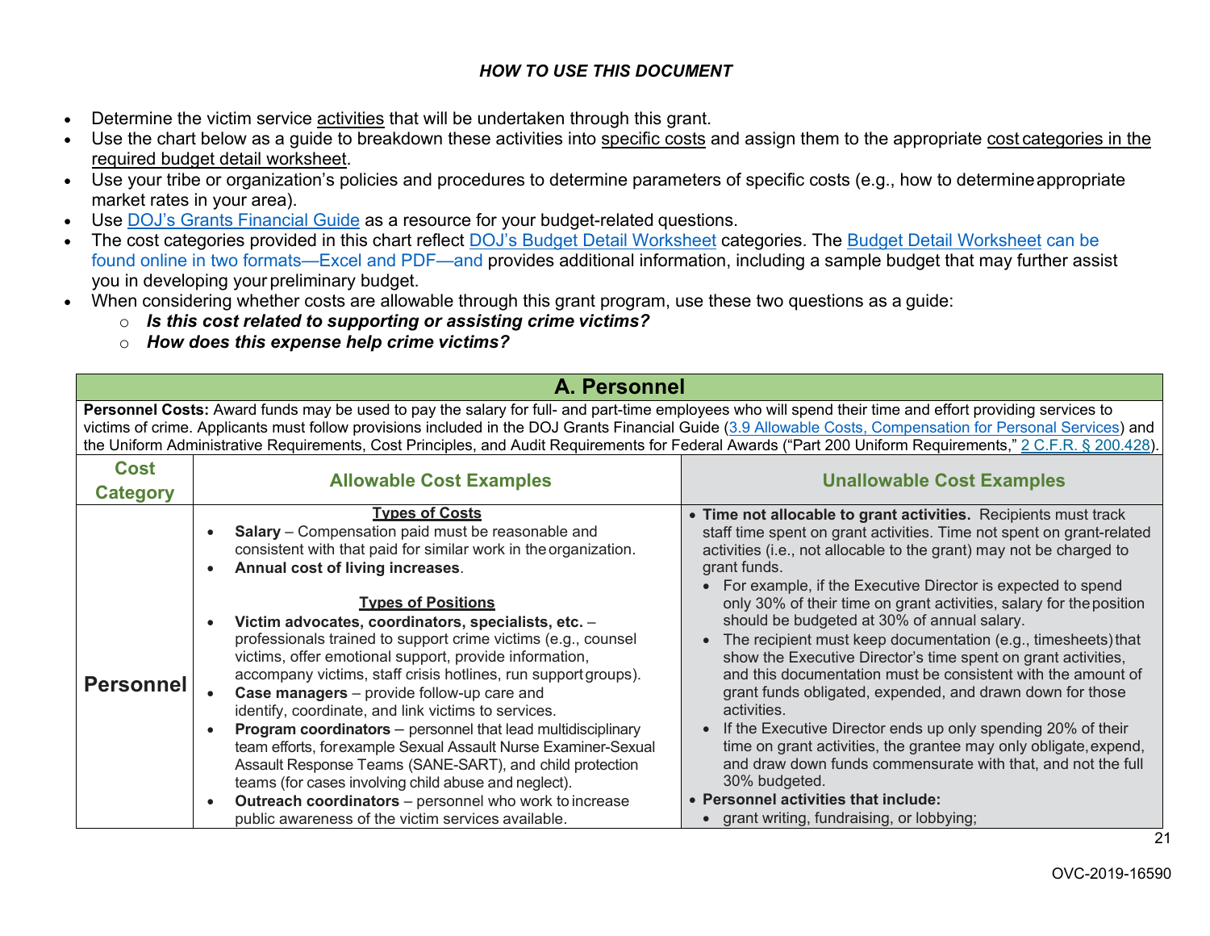### *HOW TO USE THIS DOCUMENT*

- Determine the victim service activities that will be undertaken through this grant.
- Use the chart below as a guide to breakdown these activities into specific costs and assign them to the appropriate cost categories in the required budget detail worksheet.
- Use your tribe or organization's policies and procedures to determine parameters of specific costs (e.g., how to determine appropriate market rates in your area).
- Use DOJ's Grants Financial Guide as a resource for your budget-related questions.
- The cost categories provided in this chart reflect DOJ's Budget Detail Worksheet categories. The Budget Detail Worksheet can be found online in two formats—Excel and PDF—and provides additional information, including a sample budget that may further assist you in developing your preliminary budget.
- When considering whether costs are allowable through this grant program, use these two questions as a guide:
  - ***Is this cost related to supporting or assisting crime victims?***
  - ***How does this expense help crime victims?***

| A. Personnel | | |
|---|---|---|
| **Personnel Costs:** Award funds may be used to pay the salary for full- and part-time employees who will spend their time and effort providing services to victims of crime. Applicants must follow provisions included in the DOJ Grants Financial Guide (3.9 Allowable Costs, Compensation for Personal Services) and the Uniform Administrative Requirements, Cost Principles, and Audit Requirements for Federal Awards ("Part 200 Uniform Requirements," 2 C.F.R. § 200.428). | | |
| **Cost Category** | **Allowable Cost Examples** | **Unallowable Cost Examples** |
| **Personnel** | <u>**Types of Costs**</u><br>• **Salary** – Compensation paid must be reasonable and consistent with that paid for similar work in the organization.<br>• **Annual cost of living increases**.<br><br><u>**Types of Positions**</u><br>• **Victim advocates, coordinators, specialists, etc.** – professionals trained to support crime victims (e.g., counsel victims, offer emotional support, provide information, accompany victims, staff crisis hotlines, run support groups).<br>• **Case managers** – provide follow-up care and identify, coordinate, and link victims to services.<br>• **Program coordinators** – personnel that lead multidisciplinary team efforts, for example Sexual Assault Nurse Examiner-Sexual Assault Response Teams (SANE-SART), and child protection teams (for cases involving child abuse and neglect).<br>• **Outreach coordinators** – personnel who work to increase public awareness of the victim services available. | • **Time not allocable to grant activities.** Recipients must track staff time spent on grant activities. Time not spent on grant-related activities (i.e., not allocable to the grant) may not be charged to grant funds.<br>&nbsp;&nbsp;• For example, if the Executive Director is expected to spend only 30% of their time on grant activities, salary for the position should be budgeted at 30% of annual salary.<br>&nbsp;&nbsp;• The recipient must keep documentation (e.g., timesheets) that show the Executive Director's time spent on grant activities, and this documentation must be consistent with the amount of grant funds obligated, expended, and drawn down for those activities.<br>&nbsp;&nbsp;• If the Executive Director ends up only spending 20% of their time on grant activities, the grantee may only obligate, expend, and draw down funds commensurate with that, and not the full 30% budgeted.<br>• **Personnel activities that include:**<br>&nbsp;&nbsp;• grant writing, fundraising, or lobbying; |

OVC-2019-16590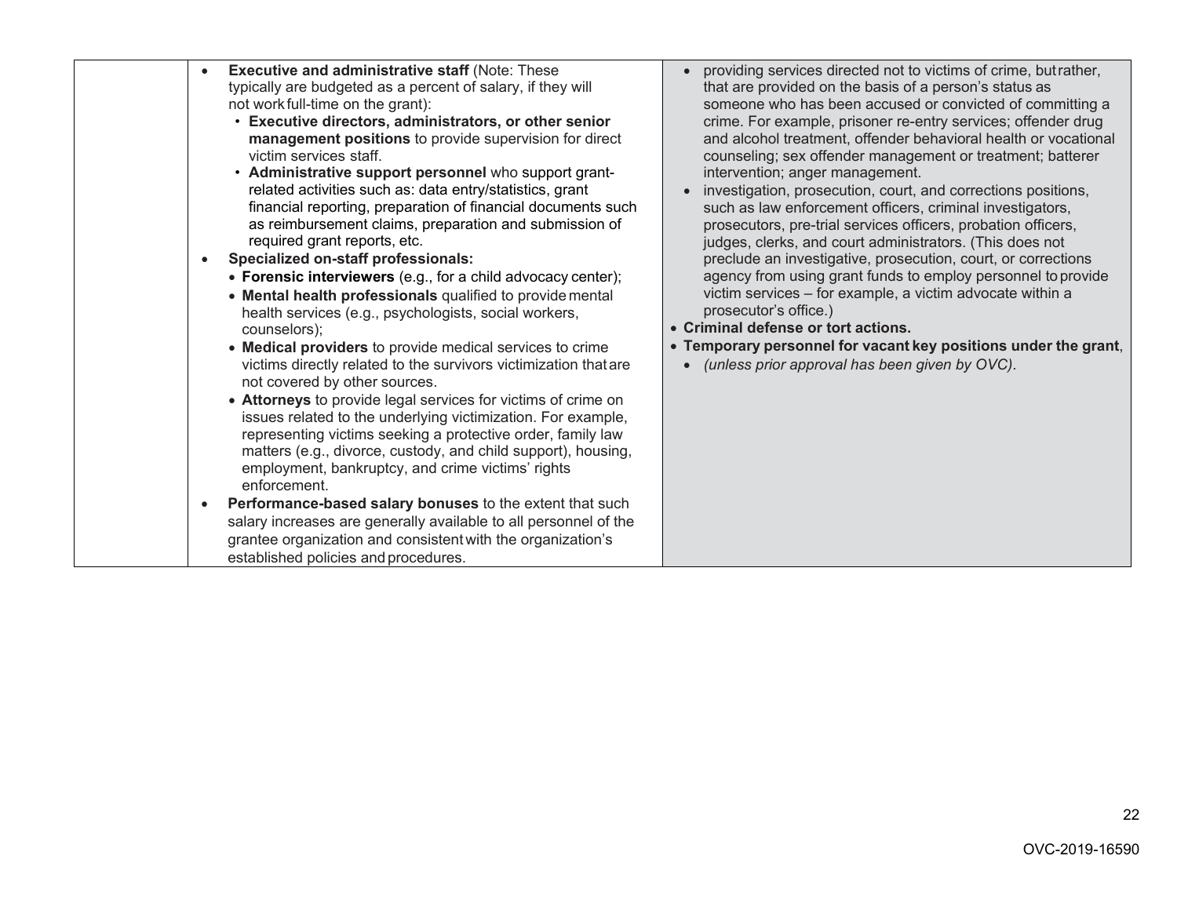| | | |
|---|---|---|
| | • **Executive and administrative staff** (Note: These typically are budgeted as a percent of salary, if they will not work full-time on the grant):<br>  ◦ **Executive directors, administrators, or other senior management positions** to provide supervision for direct victim services staff.<br>  ◦ **Administrative support personnel** who support grant-related activities such as: data entry/statistics, grant financial reporting, preparation of financial documents such as reimbursement claims, preparation and submission of required grant reports, etc.<br>• **Specialized on-staff professionals:**<br>  ◦ **Forensic interviewers** (e.g., for a child advocacy center);<br>  ◦ **Mental health professionals** qualified to provide mental health services (e.g., psychologists, social workers, counselors);<br>  ◦ **Medical providers** to provide medical services to crime victims directly related to the survivors victimization that are not covered by other sources.<br>  ◦ **Attorneys** to provide legal services for victims of crime on issues related to the underlying victimization. For example, representing victims seeking a protective order, family law matters (e.g., divorce, custody, and child support), housing, employment, bankruptcy, and crime victims' rights enforcement.<br>• **Performance-based salary bonuses** to the extent that such salary increases are generally available to all personnel of the grantee organization and consistent with the organization's established policies and procedures. | • providing services directed not to victims of crime, but rather, that are provided on the basis of a person's status as someone who has been accused or convicted of committing a crime. For example, prisoner re-entry services; offender drug and alcohol treatment, offender behavioral health or vocational counseling; sex offender management or treatment; batterer intervention; anger management.<br>• investigation, prosecution, court, and corrections positions, such as law enforcement officers, criminal investigators, prosecutors, pre-trial services officers, probation officers, judges, clerks, and court administrators. (This does not preclude an investigative, prosecution, court, or corrections agency from using grant funds to employ personnel to provide victim services – for example, a victim advocate within a prosecutor's office.)<br>• **Criminal defense or tort actions.**<br>• **Temporary personnel for vacant key positions under the grant**,<br>  ◦ *(unless prior approval has been given by OVC)*. |

OVC-2019-16590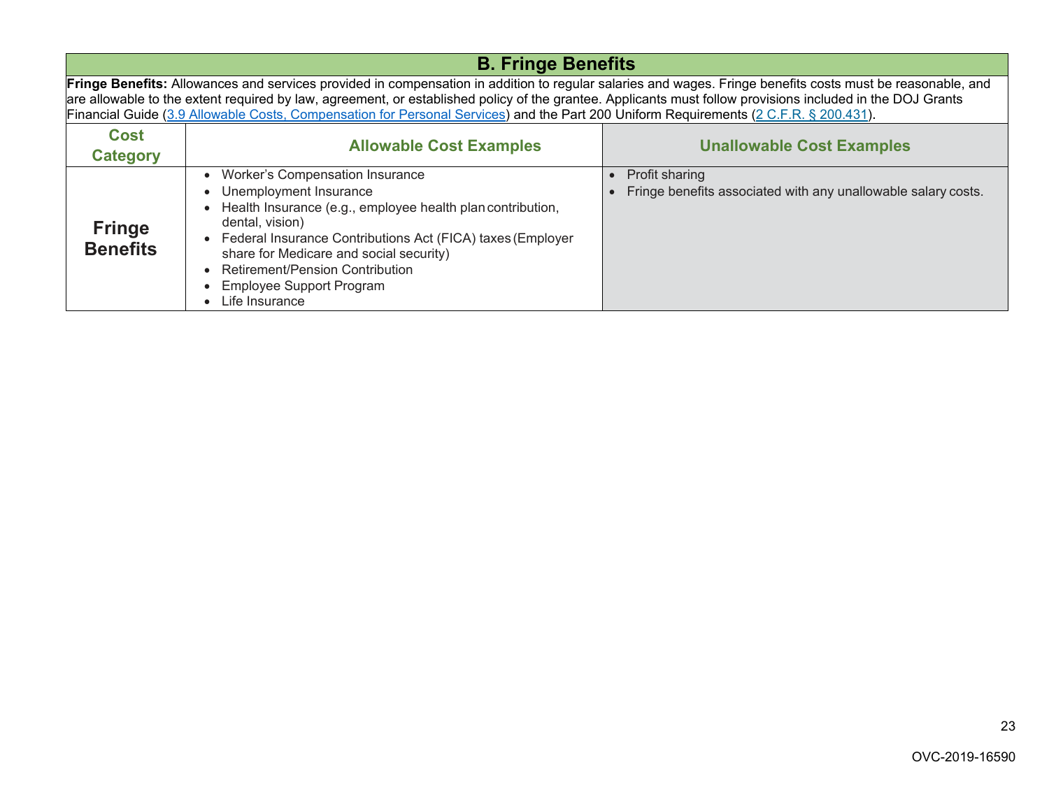## B. Fringe Benefits

**Fringe Benefits:** Allowances and services provided in compensation in addition to regular salaries and wages. Fringe benefits costs must be reasonable, and are allowable to the extent required by law, agreement, or established policy of the grantee. Applicants must follow provisions included in the DOJ Grants Financial Guide (3.9 Allowable Costs, Compensation for Personal Services) and the Part 200 Uniform Requirements (2 C.F.R. § 200.431).

| Cost Category | Allowable Cost Examples | Unallowable Cost Examples |
|---|---|---|
| **Fringe Benefits** | • Worker's Compensation Insurance<br>• Unemployment Insurance<br>• Health Insurance (e.g., employee health plan contribution, dental, vision)<br>• Federal Insurance Contributions Act (FICA) taxes (Employer share for Medicare and social security)<br>• Retirement/Pension Contribution<br>• Employee Support Program<br>• Life Insurance | • Profit sharing<br>• Fringe benefits associated with any unallowable salary costs. |

OVC-2019-16590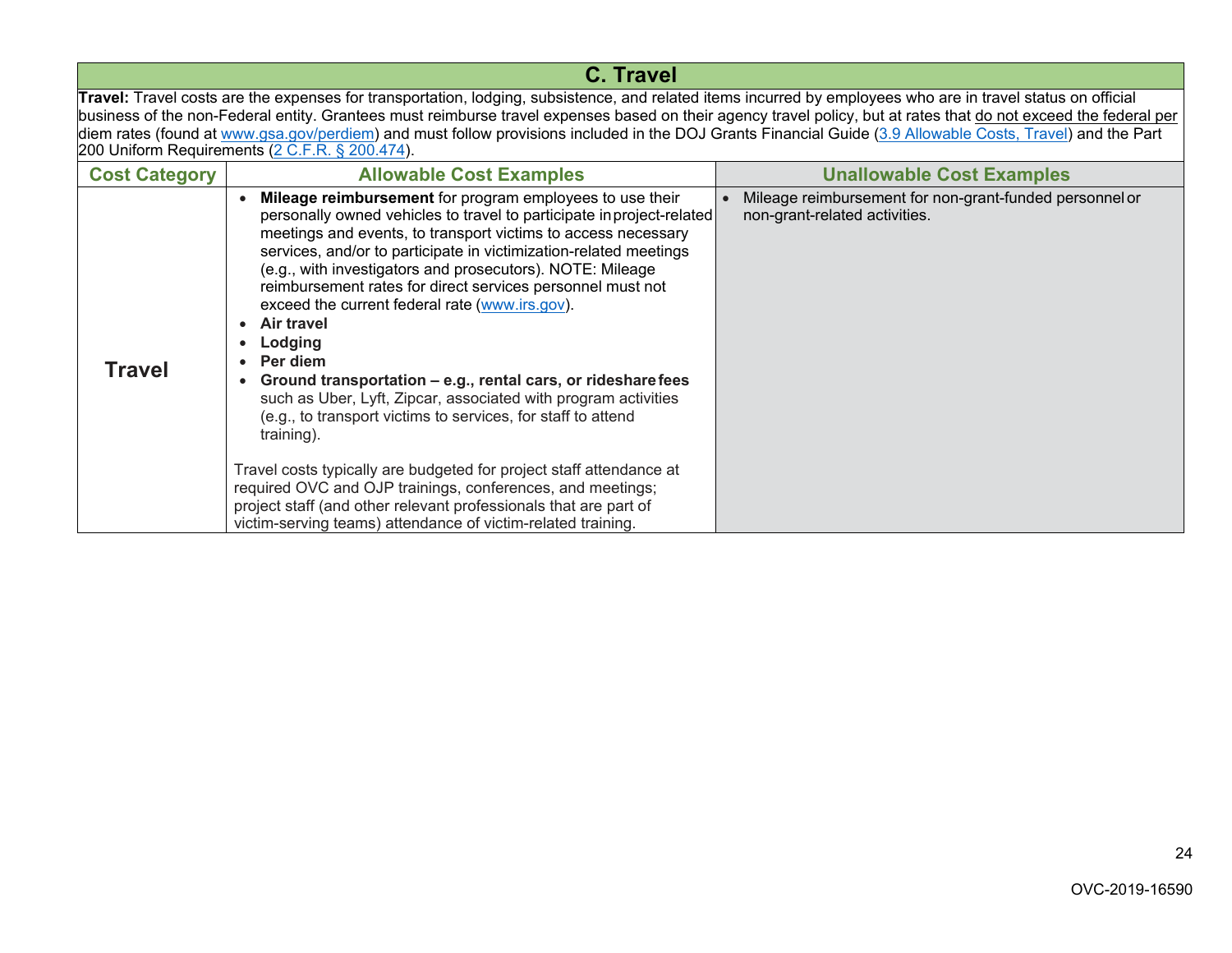## C. Travel

**Travel:** Travel costs are the expenses for transportation, lodging, subsistence, and related items incurred by employees who are in travel status on official business of the non-Federal entity. Grantees must reimburse travel expenses based on their agency travel policy, but at rates that do not exceed the federal per diem rates (found at www.gsa.gov/perdiem) and must follow provisions included in the DOJ Grants Financial Guide (3.9 Allowable Costs, Travel) and the Part 200 Uniform Requirements (2 C.F.R. § 200.474).

| Cost Category | Allowable Cost Examples | Unallowable Cost Examples |
|---|---|---|
| **Travel** | • **Mileage reimbursement** for program employees to use their personally owned vehicles to travel to participate in project-related meetings and events, to transport victims to access necessary services, and/or to participate in victimization-related meetings (e.g., with investigators and prosecutors). NOTE: Mileage reimbursement rates for direct services personnel must not exceed the current federal rate (www.irs.gov).<br>• **Air travel**<br>• **Lodging**<br>• **Per diem**<br>• **Ground transportation – e.g., rental cars, or rideshare fees** such as Uber, Lyft, Zipcar, associated with program activities (e.g., to transport victims to services, for staff to attend training).<br><br>Travel costs typically are budgeted for project staff attendance at required OVC and OJP trainings, conferences, and meetings; project staff (and other relevant professionals that are part of victim-serving teams) attendance of victim-related training. | • Mileage reimbursement for non-grant-funded personnel or non-grant-related activities. |

OVC-2019-16590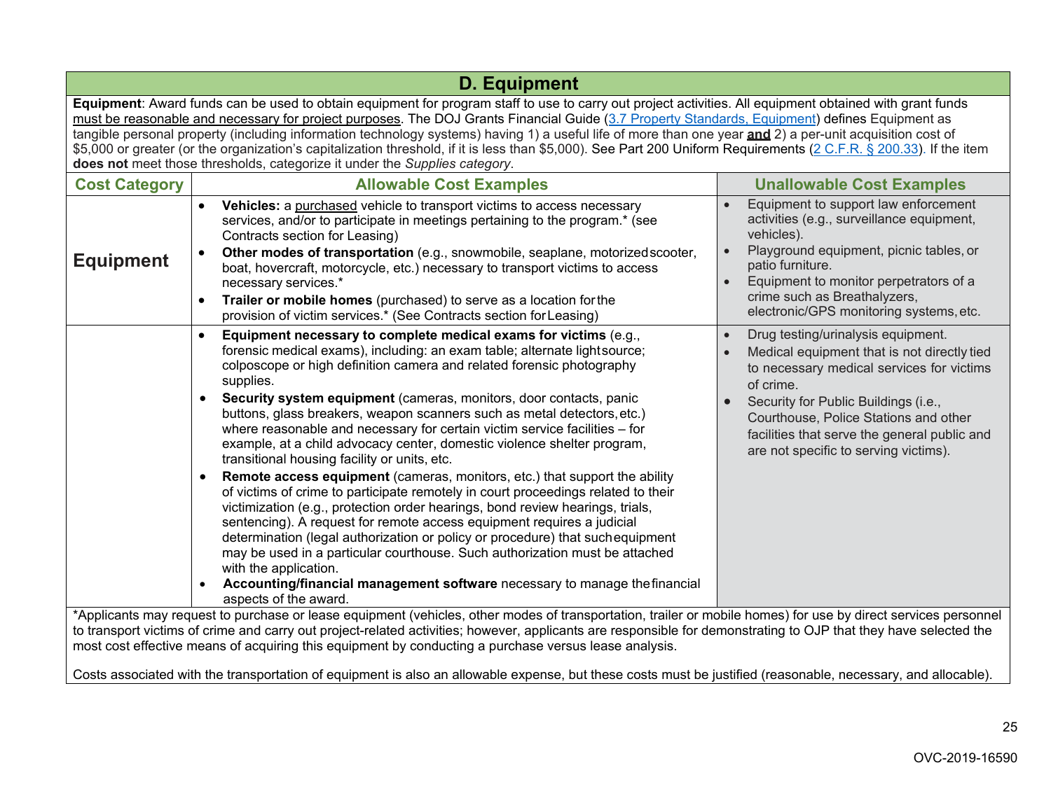## D. Equipment

**Equipment**: Award funds can be used to obtain equipment for program staff to use to carry out project activities. All equipment obtained with grant funds must be reasonable and necessary for project purposes. The DOJ Grants Financial Guide (3.7 Property Standards, Equipment) defines Equipment as tangible personal property (including information technology systems) having 1) a useful life of more than one year **and** 2) a per-unit acquisition cost of $5,000 or greater (or the organization's capitalization threshold, if it is less than $5,000). See Part 200 Uniform Requirements (2 C.F.R. § 200.33). If the item **does not** meet those thresholds, categorize it under the *Supplies category*.

| Cost Category | Allowable Cost Examples | Unallowable Cost Examples |
| --- | --- | --- |
| **Equipment** | • **Vehicles:** a purchased vehicle to transport victims to access necessary services, and/or to participate in meetings pertaining to the program.* (see Contracts section for Leasing)<br>• **Other modes of transportation** (e.g., snowmobile, seaplane, motorized scooter, boat, hovercraft, motorcycle, etc.) necessary to transport victims to access necessary services.*<br>• **Trailer or mobile homes** (purchased) to serve as a location for the provision of victim services.* (See Contracts section for Leasing) | • Equipment to support law enforcement activities (e.g., surveillance equipment, vehicles).<br>• Playground equipment, picnic tables, or patio furniture.<br>• Equipment to monitor perpetrators of a crime such as Breathalyzers, electronic/GPS monitoring systems, etc. |
| | • **Equipment necessary to complete medical exams for victims** (e.g., forensic medical exams), including: an exam table; alternate light source; colposcope or high definition camera and related forensic photography supplies.<br>• **Security system equipment** (cameras, monitors, door contacts, panic buttons, glass breakers, weapon scanners such as metal detectors, etc.) where reasonable and necessary for certain victim service facilities – for example, at a child advocacy center, domestic violence shelter program, transitional housing facility or units, etc.<br>• **Remote access equipment** (cameras, monitors, etc.) that support the ability of victims of crime to participate remotely in court proceedings related to their victimization (e.g., protection order hearings, bond review hearings, trials, sentencing). A request for remote access equipment requires a judicial determination (legal authorization or policy or procedure) that such equipment may be used in a particular courthouse. Such authorization must be attached with the application.<br>• **Accounting/financial management software** necessary to manage the financial aspects of the award. | • Drug testing/urinalysis equipment.<br>• Medical equipment that is not directly tied to necessary medical services for victims of crime.<br>• Security for Public Buildings (i.e., Courthouse, Police Stations and other facilities that serve the general public and are not specific to serving victims). |

*Applicants may request to purchase or lease equipment (vehicles, other modes of transportation, trailer or mobile homes) for use by direct services personnel to transport victims of crime and carry out project-related activities; however, applicants are responsible for demonstrating to OJP that they have selected the most cost effective means of acquiring this equipment by conducting a purchase versus lease analysis.

Costs associated with the transportation of equipment is also an allowable expense, but these costs must be justified (reasonable, necessary, and allocable).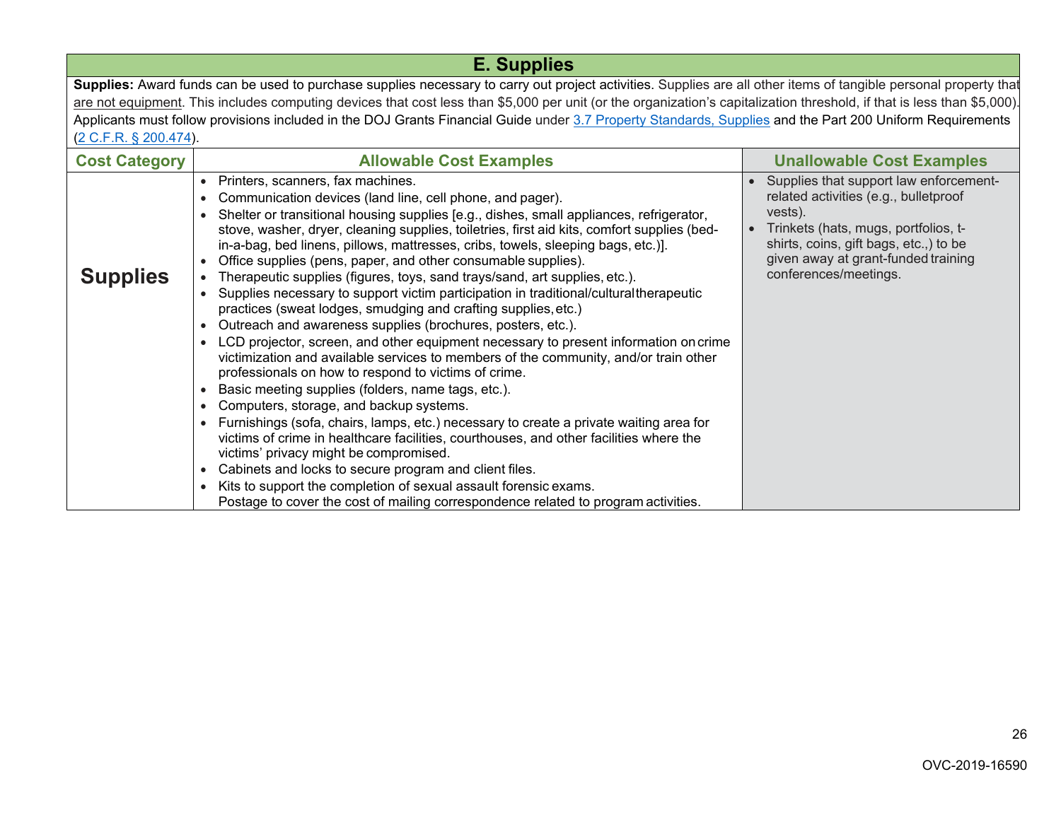## E. Supplies

**Supplies:** Award funds can be used to purchase supplies necessary to carry out project activities. Supplies are all other items of tangible personal property that are not equipment. This includes computing devices that cost less than $5,000 per unit (or the organization's capitalization threshold, if that is less than $5,000). Applicants must follow provisions included in the DOJ Grants Financial Guide under 3.7 Property Standards, Supplies and the Part 200 Uniform Requirements (2 C.F.R. § 200.474).

| Cost Category | Allowable Cost Examples | Unallowable Cost Examples |
|---|---|---|
| **Supplies** | • Printers, scanners, fax machines.<br>• Communication devices (land line, cell phone, and pager).<br>• Shelter or transitional housing supplies [e.g., dishes, small appliances, refrigerator, stove, washer, dryer, cleaning supplies, toiletries, first aid kits, comfort supplies (bed-in-a-bag, bed linens, pillows, mattresses, cribs, towels, sleeping bags, etc.)].<br>• Office supplies (pens, paper, and other consumable supplies).<br>• Therapeutic supplies (figures, toys, sand trays/sand, art supplies, etc.).<br>• Supplies necessary to support victim participation in traditional/cultural therapeutic practices (sweat lodges, smudging and crafting supplies, etc.)<br>• Outreach and awareness supplies (brochures, posters, etc.).<br>• LCD projector, screen, and other equipment necessary to present information on crime victimization and available services to members of the community, and/or train other professionals on how to respond to victims of crime.<br>• Basic meeting supplies (folders, name tags, etc.).<br>• Computers, storage, and backup systems.<br>• Furnishings (sofa, chairs, lamps, etc.) necessary to create a private waiting area for victims of crime in healthcare facilities, courthouses, and other facilities where the victims' privacy might be compromised.<br>• Cabinets and locks to secure program and client files.<br>• Kits to support the completion of sexual assault forensic exams.<br>Postage to cover the cost of mailing correspondence related to program activities. | • Supplies that support law enforcement-related activities (e.g., bulletproof vests).<br>• Trinkets (hats, mugs, portfolios, t-shirts, coins, gift bags, etc.,) to be given away at grant-funded training conferences/meetings. |

OVC-2019-16590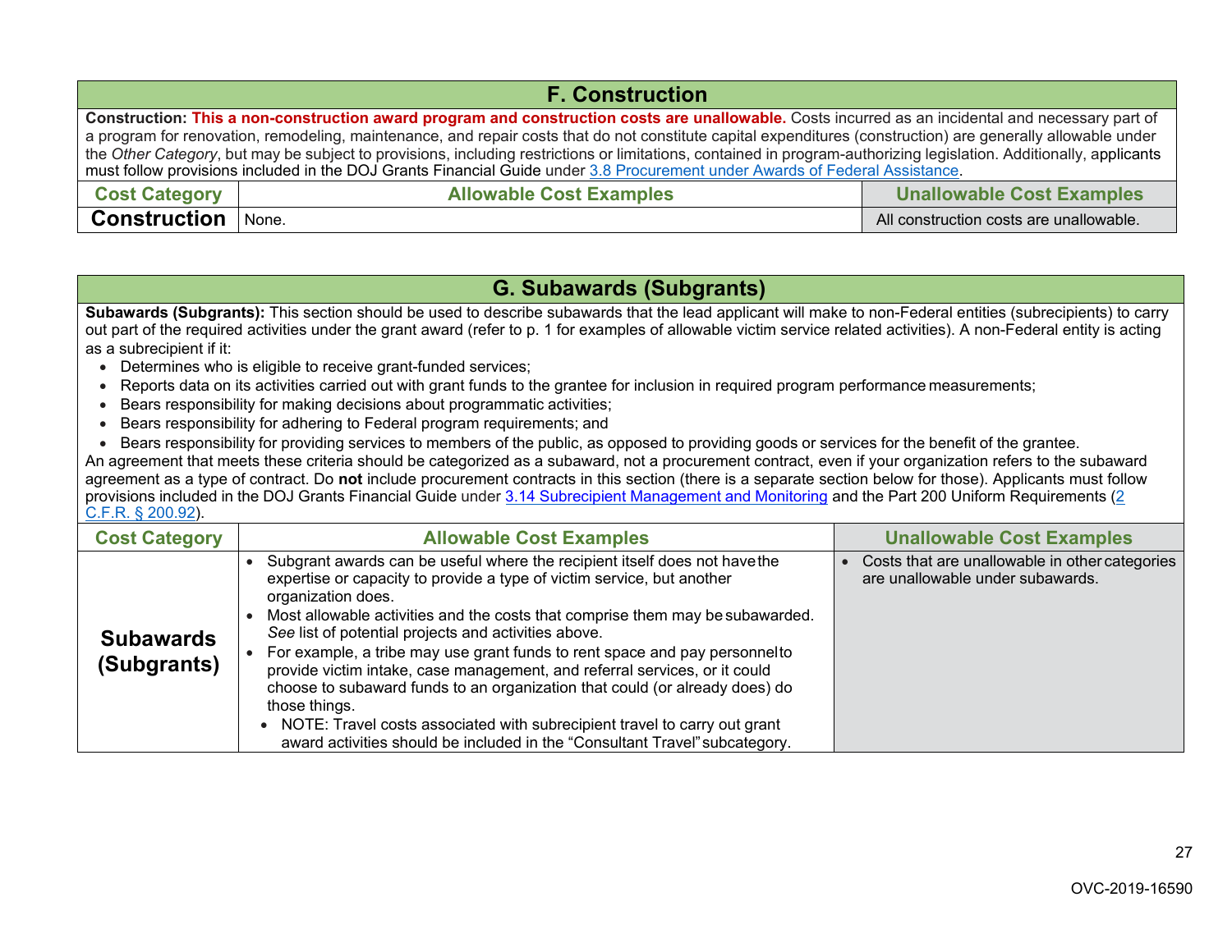## F. Construction

**Construction:** **This a non-construction award program and construction costs are unallowable.** Costs incurred as an incidental and necessary part of a program for renovation, remodeling, maintenance, and repair costs that do not constitute capital expenditures (construction) are generally allowable under the *Other Category*, but may be subject to provisions, including restrictions or limitations, contained in program-authorizing legislation. Additionally, applicants must follow provisions included in the DOJ Grants Financial Guide under 3.8 Procurement under Awards of Federal Assistance.

| Cost Category | Allowable Cost Examples | Unallowable Cost Examples |
|---|---|---|
| **Construction** | None. | All construction costs are unallowable. |

## G. Subawards (Subgrants)

**Subawards (Subgrants):** This section should be used to describe subawards that the lead applicant will make to non-Federal entities (subrecipients) to carry out part of the required activities under the grant award (refer to p. 1 for examples of allowable victim service related activities). A non-Federal entity is acting as a subrecipient if it:

- Determines who is eligible to receive grant-funded services;
- Reports data on its activities carried out with grant funds to the grantee for inclusion in required program performance measurements;
- Bears responsibility for making decisions about programmatic activities;
- Bears responsibility for adhering to Federal program requirements; and
- Bears responsibility for providing services to members of the public, as opposed to providing goods or services for the benefit of the grantee.

An agreement that meets these criteria should be categorized as a subaward, not a procurement contract, even if your organization refers to the subaward agreement as a type of contract. Do **not** include procurement contracts in this section (there is a separate section below for those). Applicants must follow provisions included in the DOJ Grants Financial Guide under 3.14 Subrecipient Management and Monitoring and the Part 200 Uniform Requirements (2 C.F.R. § 200.92).

| Cost Category | Allowable Cost Examples | Unallowable Cost Examples |
|---|---|---|
| **Subawards (Subgrants)** | • Subgrant awards can be useful where the recipient itself does not have the expertise or capacity to provide a type of victim service, but another organization does.<br>• Most allowable activities and the costs that comprise them may be subawarded. *See* list of potential projects and activities above.<br>• For example, a tribe may use grant funds to rent space and pay personnel to provide victim intake, case management, and referral services, or it could choose to subaward funds to an organization that could (or already does) do those things.<br>  • NOTE: Travel costs associated with subrecipient travel to carry out grant award activities should be included in the "Consultant Travel" subcategory. | • Costs that are unallowable in other categories are unallowable under subawards. |

OVC-2019-16590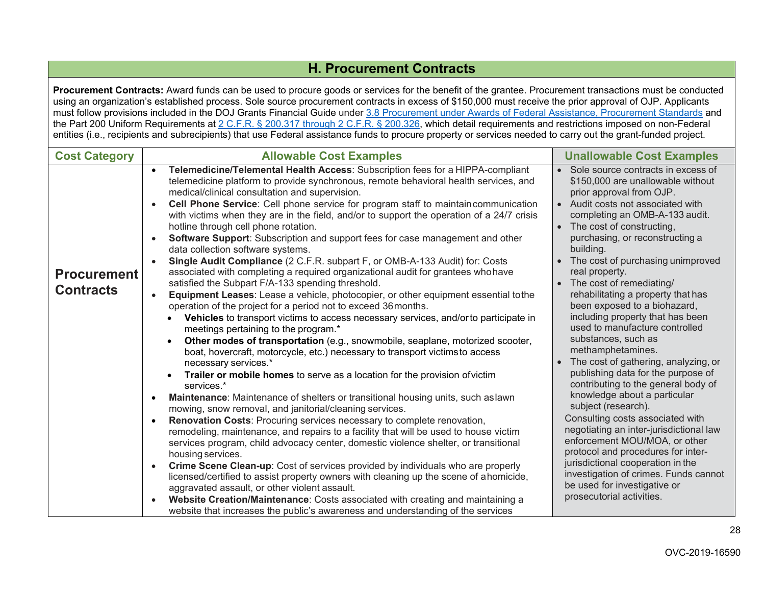## H. Procurement Contracts

**Procurement Contracts:** Award funds can be used to procure goods or services for the benefit of the grantee. Procurement transactions must be conducted using an organization's established process. Sole source procurement contracts in excess of $150,000 must receive the prior approval of OJP. Applicants must follow provisions included in the DOJ Grants Financial Guide under 3.8 Procurement under Awards of Federal Assistance, Procurement Standards and the Part 200 Uniform Requirements at 2 C.F.R. § 200.317 through 2 C.F.R. § 200.326, which detail requirements and restrictions imposed on non-Federal entities (i.e., recipients and subrecipients) that use Federal assistance funds to procure property or services needed to carry out the grant-funded project.

| Cost Category | Allowable Cost Examples | Unallowable Cost Examples |
|---|---|---|
| **Procurement Contracts** | • **Telemedicine/Telemental Health Access**: Subscription fees for a HIPPA-compliant telemedicine platform to provide synchronous, remote behavioral health services, and medical/clinical consultation and supervision.<br>• **Cell Phone Service**: Cell phone service for program staff to maintain communication with victims when they are in the field, and/or to support the operation of a 24/7 crisis hotline through cell phone rotation.<br>• **Software Support**: Subscription and support fees for case management and other data collection software systems.<br>• **Single Audit Compliance** (2 C.F.R. subpart F, or OMB-A-133 Audit) for: Costs associated with completing a required organizational audit for grantees who have satisfied the Subpart F/A-133 spending threshold.<br>• **Equipment Leases**: Lease a vehicle, photocopier, or other equipment essential to the operation of the project for a period not to exceed 36 months.<br>  ◦ **Vehicles** to transport victims to access necessary services, and/or to participate in meetings pertaining to the program.*<br>  ◦ **Other modes of transportation** (e.g., snowmobile, seaplane, motorized scooter, boat, hovercraft, motorcycle, etc.) necessary to transport victims to access necessary services.*<br>  ◦ **Trailer or mobile homes** to serve as a location for the provision of victim services.*<br>• **Maintenance**: Maintenance of shelters or transitional housing units, such as lawn mowing, snow removal, and janitorial/cleaning services.<br>• **Renovation Costs**: Procuring services necessary to complete renovation, remodeling, maintenance, and repairs to a facility that will be used to house victim services program, child advocacy center, domestic violence shelter, or transitional housing services.<br>• **Crime Scene Clean-up**: Cost of services provided by individuals who are properly licensed/certified to assist property owners with cleaning up the scene of a homicide, aggravated assault, or other violent assault.<br>• **Website Creation/Maintenance**: Costs associated with creating and maintaining a website that increases the public's awareness and understanding of the services | • Sole source contracts in excess of $150,000 are unallowable without prior approval from OJP.<br>• Audit costs not associated with completing an OMB-A-133 audit.<br>• The cost of constructing, purchasing, or reconstructing a building.<br>• The cost of purchasing unimproved real property.<br>• The cost of remediating/ rehabilitating a property that has been exposed to a biohazard, including property that has been used to manufacture controlled substances, such as methamphetamines.<br>• The cost of gathering, analyzing, or publishing data for the purpose of contributing to the general body of knowledge about a particular subject (research).<br>Consulting costs associated with negotiating an inter-jurisdictional law enforcement MOU/MOA, or other protocol and procedures for inter-jurisdictional cooperation in the investigation of crimes. Funds cannot be used for investigative or prosecutorial activities. |

OVC-2019-16590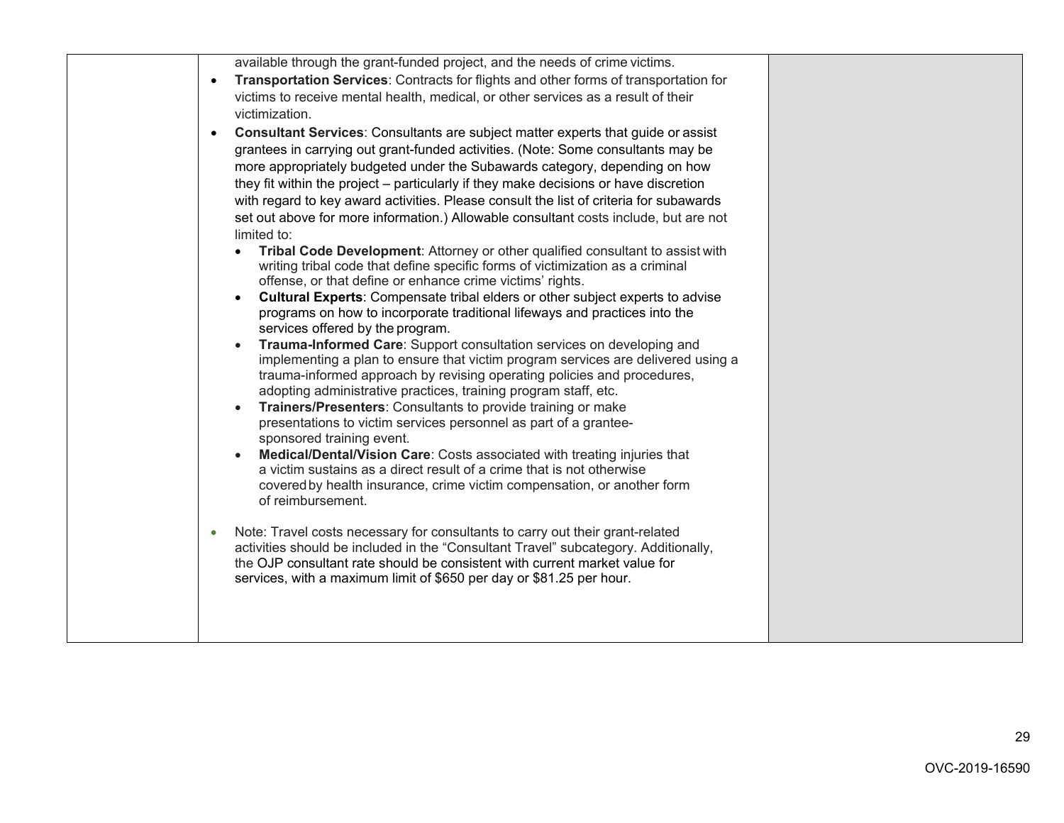| | | |
|---|---|---|
| | available through the grant-funded project, and the needs of crime victims.<br>• **Transportation Services**: Contracts for flights and other forms of transportation for victims to receive mental health, medical, or other services as a result of their victimization.<br>• **Consultant Services**: Consultants are subject matter experts that guide or assist grantees in carrying out grant-funded activities. (Note: Some consultants may be more appropriately budgeted under the Subawards category, depending on how they fit within the project – particularly if they make decisions or have discretion with regard to key award activities. Please consult the list of criteria for subawards set out above for more information.) Allowable consultant costs include, but are not limited to:<br>  ◦ **Tribal Code Development**: Attorney or other qualified consultant to assist with writing tribal code that define specific forms of victimization as a criminal offense, or that define or enhance crime victims' rights.<br>  ◦ **Cultural Experts**: Compensate tribal elders or other subject experts to advise programs on how to incorporate traditional lifeways and practices into the services offered by the program.<br>  ◦ **Trauma-Informed Care**: Support consultation services on developing and implementing a plan to ensure that victim program services are delivered using a trauma-informed approach by revising operating policies and procedures, adopting administrative practices, training program staff, etc.<br>  ◦ **Trainers/Presenters**: Consultants to provide training or make presentations to victim services personnel as part of a grantee-sponsored training event.<br>  ◦ **Medical/Dental/Vision Care**: Costs associated with treating injuries that a victim sustains as a direct result of a crime that is not otherwise covered by health insurance, crime victim compensation, or another form of reimbursement.<br>• Note: Travel costs necessary for consultants to carry out their grant-related activities should be included in the "Consultant Travel" subcategory. Additionally, the OJP consultant rate should be consistent with current market value for services, with a maximum limit of $650 per day or $81.25 per hour. | |

OVC-2019-16590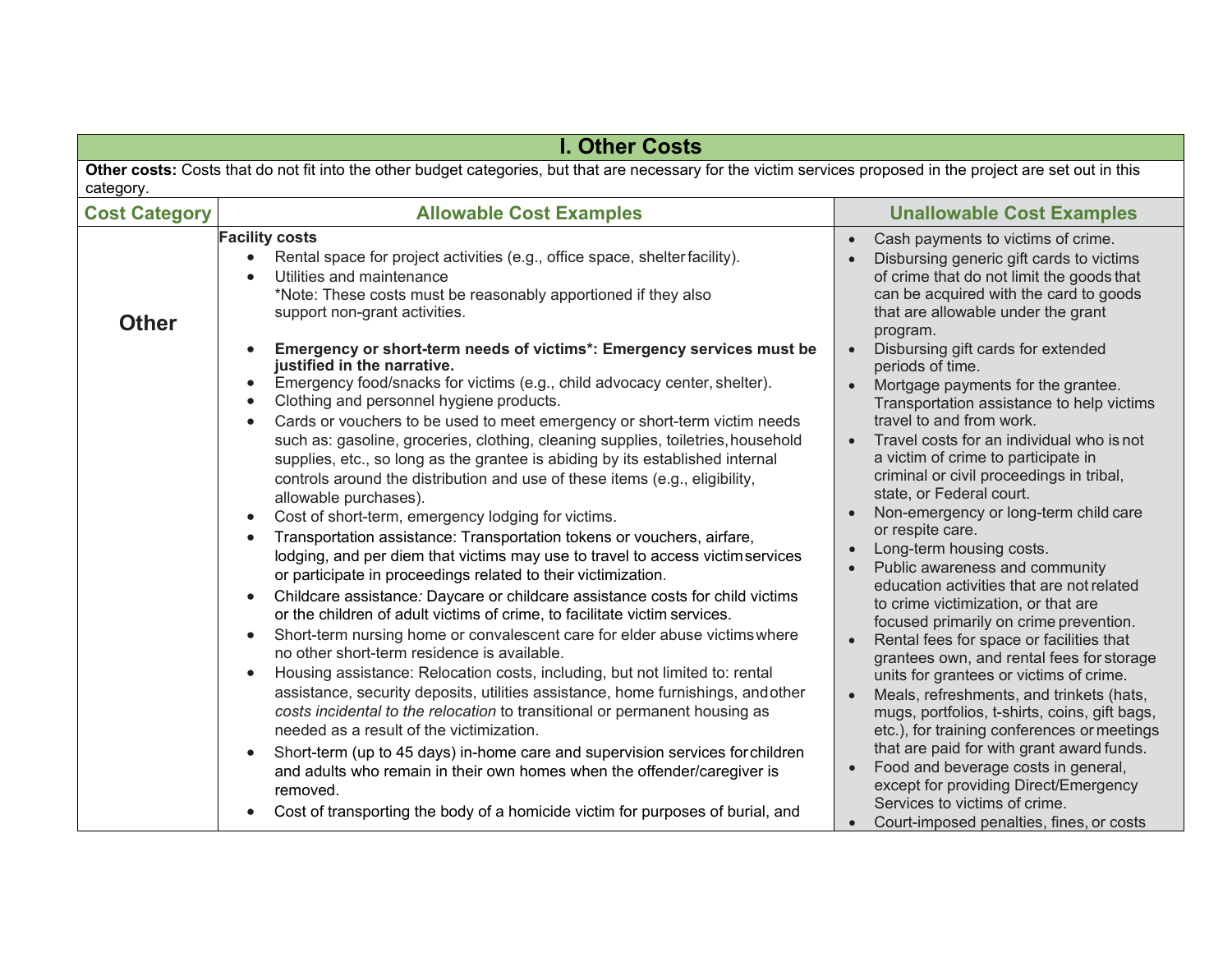| I. Other Costs | | |
|---|---|---|
| **Other costs:** Costs that do not fit into the other budget categories, but that are necessary for the victim services proposed in the project are set out in this category. | | |
| **Cost Category** | **Allowable Cost Examples** | **Unallowable Cost Examples** |
| **Other** | **Facility costs**<br>• Rental space for project activities (e.g., office space, shelter facility).<br>• Utilities and maintenance<br>*Note: These costs must be reasonably apportioned if they also support non-grant activities.<br><br>• **Emergency or short-term needs of victims*: Emergency services must be justified in the narrative.**<br>• Emergency food/snacks for victims (e.g., child advocacy center, shelter).<br>• Clothing and personnel hygiene products.<br>• Cards or vouchers to be used to meet emergency or short-term victim needs such as: gasoline, groceries, clothing, cleaning supplies, toiletries, household supplies, etc., so long as the grantee is abiding by its established internal controls around the distribution and use of these items (e.g., eligibility, allowable purchases).<br>• Cost of short-term, emergency lodging for victims.<br>• Transportation assistance: Transportation tokens or vouchers, airfare, lodging, and per diem that victims may use to travel to access victim services or participate in proceedings related to their victimization.<br>• Childcare assistance*:* Daycare or childcare assistance costs for child victims or the children of adult victims of crime, to facilitate victim services.<br>• Short-term nursing home or convalescent care for elder abuse victims where no other short-term residence is available.<br>• Housing assistance: Relocation costs, including, but not limited to: rental assistance, security deposits, utilities assistance, home furnishings, and other *costs incidental to the relocation* to transitional or permanent housing as needed as a result of the victimization.<br>• Short-term (up to 45 days) in-home care and supervision services for children and adults who remain in their own homes when the offender/caregiver is removed.<br>• Cost of transporting the body of a homicide victim for purposes of burial, and | • Cash payments to victims of crime.<br>• Disbursing generic gift cards to victims of crime that do not limit the goods that can be acquired with the card to goods that are allowable under the grant program.<br>• Disbursing gift cards for extended periods of time.<br>• Mortgage payments for the grantee. Transportation assistance to help victims travel to and from work.<br>• Travel costs for an individual who is not a victim of crime to participate in criminal or civil proceedings in tribal, state, or Federal court.<br>• Non-emergency or long-term child care or respite care.<br>• Long-term housing costs.<br>• Public awareness and community education activities that are not related to crime victimization, or that are focused primarily on crime prevention.<br>• Rental fees for space or facilities that grantees own, and rental fees for storage units for grantees or victims of crime.<br>• Meals, refreshments, and trinkets (hats, mugs, portfolios, t-shirts, coins, gift bags, etc.), for training conferences or meetings that are paid for with grant award funds.<br>• Food and beverage costs in general, except for providing Direct/Emergency Services to victims of crime.<br>• Court-imposed penalties, fines, or costs |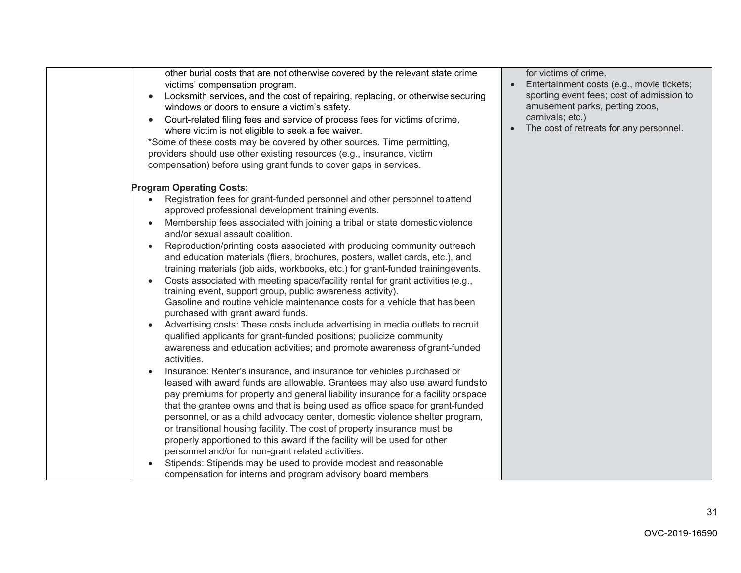| | | |
|---|---|---|
| | other burial costs that are not otherwise covered by the relevant state crime victims' compensation program.<br>• Locksmith services, and the cost of repairing, replacing, or otherwise securing windows or doors to ensure a victim's safety.<br>• Court-related filing fees and service of process fees for victims of crime, where victim is not eligible to seek a fee waiver.<br>*Some of these costs may be covered by other sources. Time permitting, providers should use other existing resources (e.g., insurance, victim compensation) before using grant funds to cover gaps in services.<br><br>**Program Operating Costs:**<br>• Registration fees for grant-funded personnel and other personnel to attend approved professional development training events.<br>• Membership fees associated with joining a tribal or state domestic violence and/or sexual assault coalition.<br>• Reproduction/printing costs associated with producing community outreach and education materials (fliers, brochures, posters, wallet cards, etc.), and training materials (job aids, workbooks, etc.) for grant-funded training events.<br>• Costs associated with meeting space/facility rental for grant activities (e.g., training event, support group, public awareness activity).<br>Gasoline and routine vehicle maintenance costs for a vehicle that has been purchased with grant award funds.<br>• Advertising costs: These costs include advertising in media outlets to recruit qualified applicants for grant-funded positions; publicize community awareness and education activities; and promote awareness of grant-funded activities.<br>• Insurance: Renter's insurance, and insurance for vehicles purchased or leased with award funds are allowable. Grantees may also use award funds to pay premiums for property and general liability insurance for a facility or space that the grantee owns and that is being used as office space for grant-funded personnel, or as a child advocacy center, domestic violence shelter program, or transitional housing facility. The cost of property insurance must be properly apportioned to this award if the facility will be used for other personnel and/or for non-grant related activities.<br>• Stipends: Stipends may be used to provide modest and reasonable compensation for interns and program advisory board members | for victims of crime.<br>• Entertainment costs (e.g., movie tickets; sporting event fees; cost of admission to amusement parks, petting zoos, carnivals; etc.)<br>• The cost of retreats for any personnel. |

OVC-2019-16590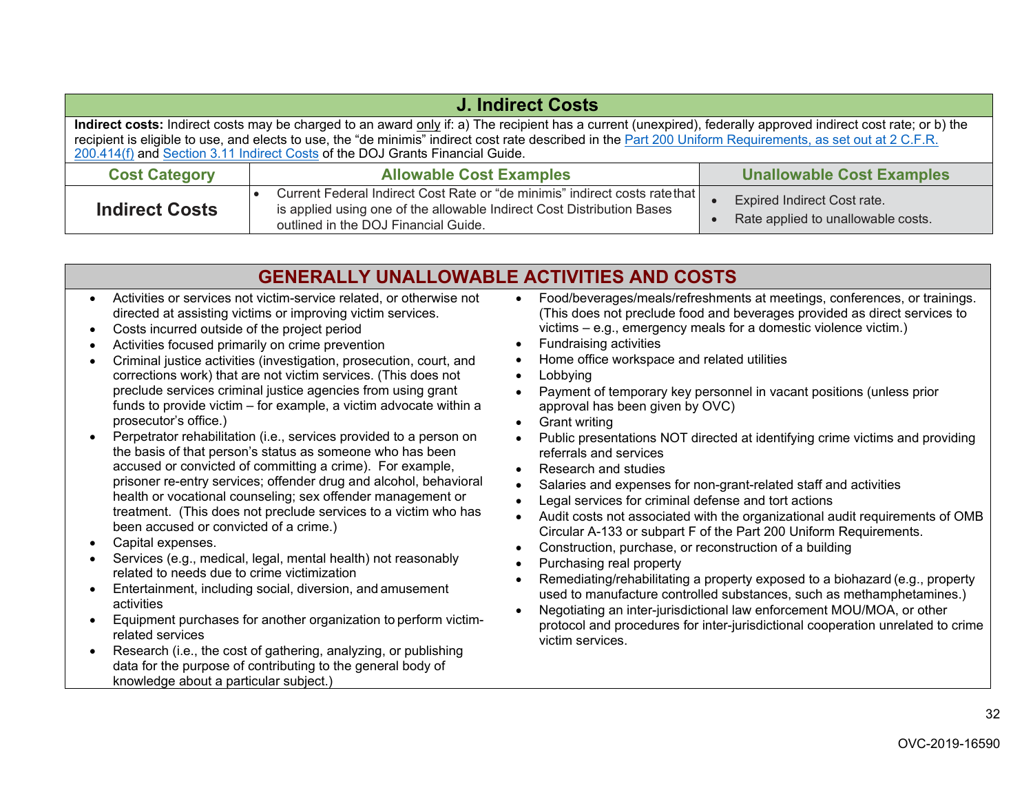## J. Indirect Costs

**Indirect costs:** Indirect costs may be charged to an award only if: a) The recipient has a current (unexpired), federally approved indirect cost rate; or b) the recipient is eligible to use, and elects to use, the "de minimis" indirect cost rate described in the [Part 200 Uniform Requirements, as set out at 2 C.F.R. 200.414(f)]() and [Section 3.11 Indirect Costs]() of the DOJ Grants Financial Guide.

| Cost Category | Allowable Cost Examples | Unallowable Cost Examples |
|---|---|---|
| **Indirect Costs** | • Current Federal Indirect Cost Rate or "de minimis" indirect costs rate that is applied using one of the allowable Indirect Cost Distribution Bases outlined in the DOJ Financial Guide. | • Expired Indirect Cost rate.<br>• Rate applied to unallowable costs. |

## GENERALLY UNALLOWABLE ACTIVITIES AND COSTS

- Activities or services not victim-service related, or otherwise not directed at assisting victims or improving victim services.
- Costs incurred outside of the project period
- Activities focused primarily on crime prevention
- Criminal justice activities (investigation, prosecution, court, and corrections work) that are not victim services. (This does not preclude services criminal justice agencies from using grant funds to provide victim – for example, a victim advocate within a prosecutor's office.)
- Perpetrator rehabilitation (i.e., services provided to a person on the basis of that person's status as someone who has been accused or convicted of committing a crime). For example, prisoner re-entry services; offender drug and alcohol, behavioral health or vocational counseling; sex offender management or treatment. (This does not preclude services to a victim who has been accused or convicted of a crime.)
- Capital expenses.
- Services (e.g., medical, legal, mental health) not reasonably related to needs due to crime victimization
- Entertainment, including social, diversion, and amusement activities
- Equipment purchases for another organization to perform victim-related services
- Research (i.e., the cost of gathering, analyzing, or publishing data for the purpose of contributing to the general body of knowledge about a particular subject.)
- Food/beverages/meals/refreshments at meetings, conferences, or trainings. (This does not preclude food and beverages provided as direct services to victims – e.g., emergency meals for a domestic violence victim.)
- Fundraising activities
- Home office workspace and related utilities
- Lobbying
- Payment of temporary key personnel in vacant positions (unless prior approval has been given by OVC)
- Grant writing
- Public presentations NOT directed at identifying crime victims and providing referrals and services
- Research and studies
- Salaries and expenses for non-grant-related staff and activities
- Legal services for criminal defense and tort actions
- Audit costs not associated with the organizational audit requirements of OMB Circular A-133 or subpart F of the Part 200 Uniform Requirements.
- Construction, purchase, or reconstruction of a building
- Purchasing real property
- Remediating/rehabilitating a property exposed to a biohazard (e.g., property used to manufacture controlled substances, such as methamphetamines.)
- Negotiating an inter-jurisdictional law enforcement MOU/MOA, or other protocol and procedures for inter-jurisdictional cooperation unrelated to crime victim services.

OVC-2019-16590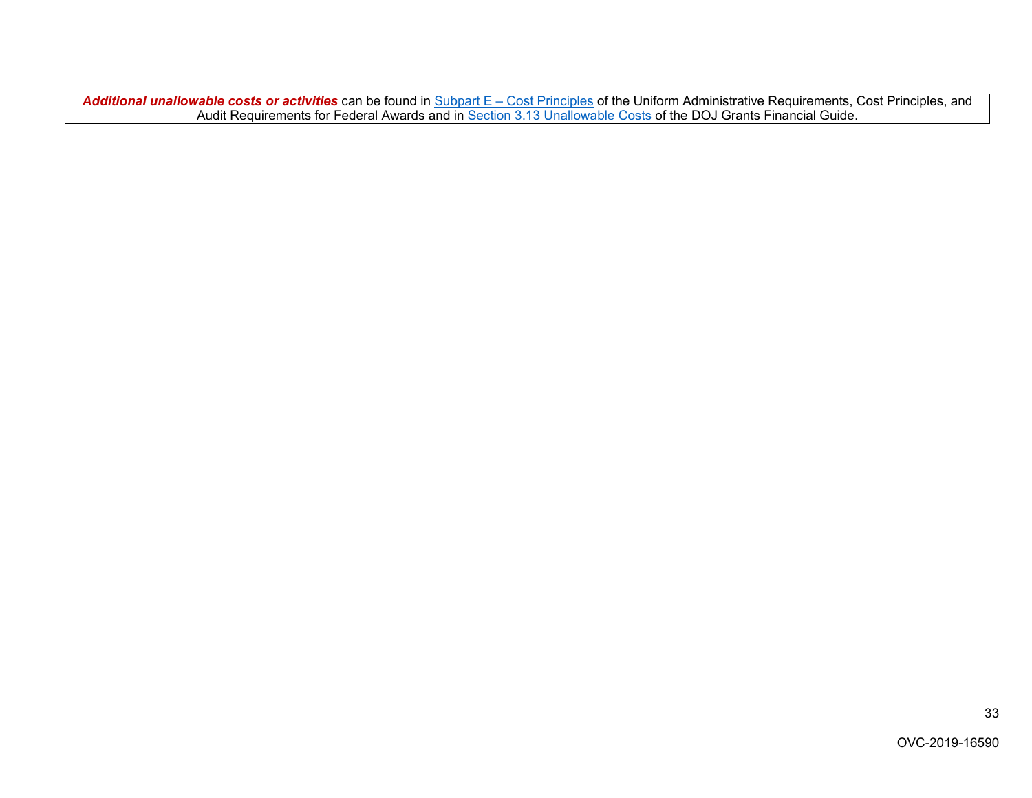***Additional unallowable costs or activities*** can be found in Subpart E – Cost Principles of the Uniform Administrative Requirements, Cost Principles, and Audit Requirements for Federal Awards and in Section 3.13 Unallowable Costs of the DOJ Grants Financial Guide.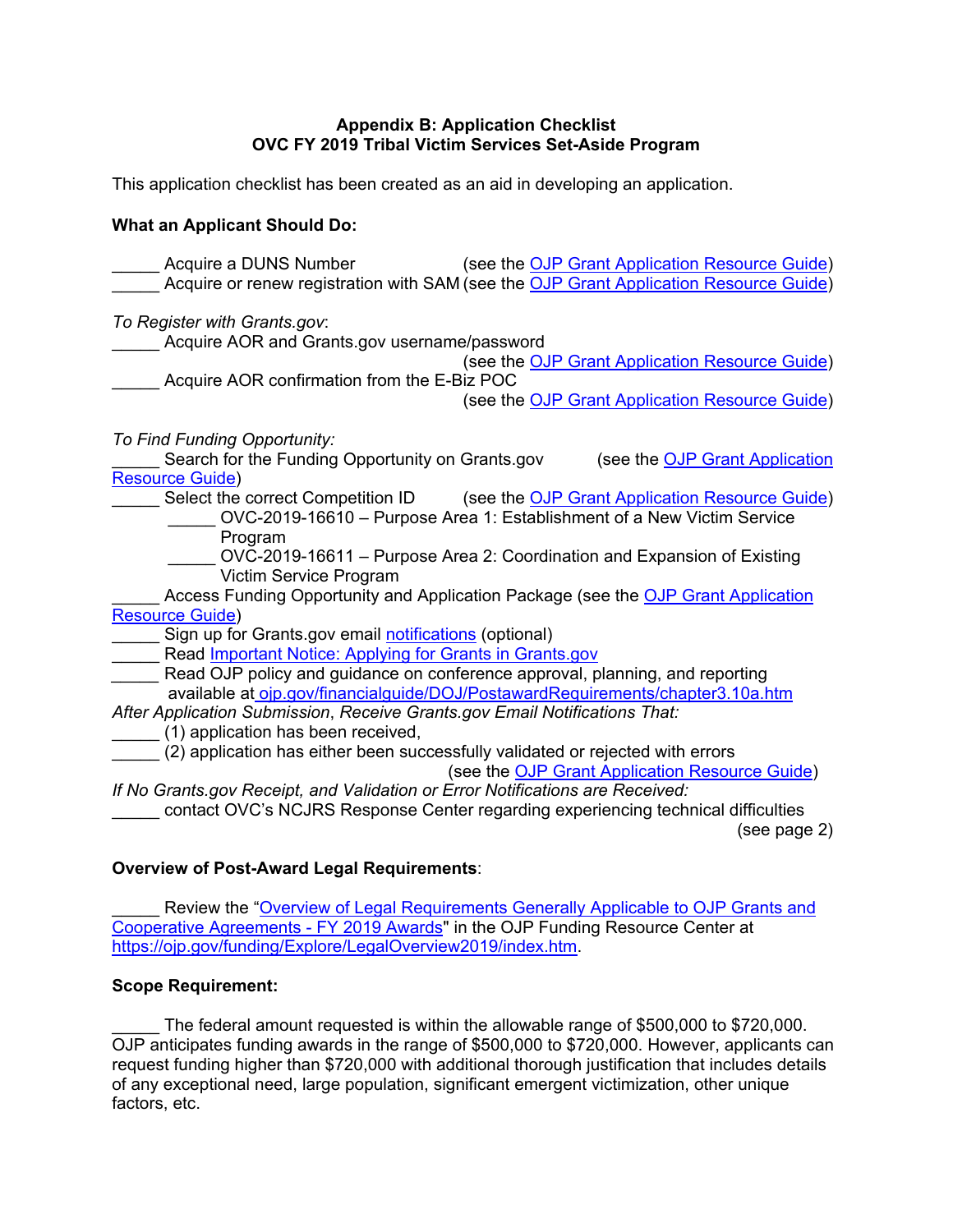**Appendix B: Application Checklist**
**OVC FY 2019 Tribal Victim Services Set-Aside Program**

This application checklist has been created as an aid in developing an application.

**What an Applicant Should Do:**

_____ Acquire a DUNS Number (see the OJP Grant Application Resource Guide)
_____ Acquire or renew registration with SAM (see the OJP Grant Application Resource Guide)

*To Register with Grants.gov*:
_____ Acquire AOR and Grants.gov username/password (see the OJP Grant Application Resource Guide)
_____ Acquire AOR confirmation from the E-Biz POC (see the OJP Grant Application Resource Guide)

*To Find Funding Opportunity:*
_____ Search for the Funding Opportunity on Grants.gov (see the OJP Grant Application Resource Guide)
_____ Select the correct Competition ID (see the OJP Grant Application Resource Guide)
  _____ OVC-2019-16610 – Purpose Area 1: Establishment of a New Victim Service Program
  _____ OVC-2019-16611 – Purpose Area 2: Coordination and Expansion of Existing Victim Service Program
_____ Access Funding Opportunity and Application Package (see the OJP Grant Application Resource Guide)
_____ Sign up for Grants.gov email notifications (optional)
_____ Read Important Notice: Applying for Grants in Grants.gov
_____ Read OJP policy and guidance on conference approval, planning, and reporting available at ojp.gov/financialguide/DOJ/PostawardRequirements/chapter3.10a.htm

*After Application Submission*, *Receive Grants.gov Email Notifications That:*
_____ (1) application has been received,
_____ (2) application has either been successfully validated or rejected with errors (see the OJP Grant Application Resource Guide)

*If No Grants.gov Receipt, and Validation or Error Notifications are Received:*
_____ contact OVC's NCJRS Response Center regarding experiencing technical difficulties (see page 2)

**Overview of Post-Award Legal Requirements**:

_____ Review the "Overview of Legal Requirements Generally Applicable to OJP Grants and Cooperative Agreements - FY 2019 Awards" in the OJP Funding Resource Center at https://ojp.gov/funding/Explore/LegalOverview2019/index.htm.

**Scope Requirement:**

_____ The federal amount requested is within the allowable range of $500,000 to $720,000. OJP anticipates funding awards in the range of $500,000 to $720,000. However, applicants can request funding higher than $720,000 with additional thorough justification that includes details of any exceptional need, large population, significant emergent victimization, other unique factors, etc.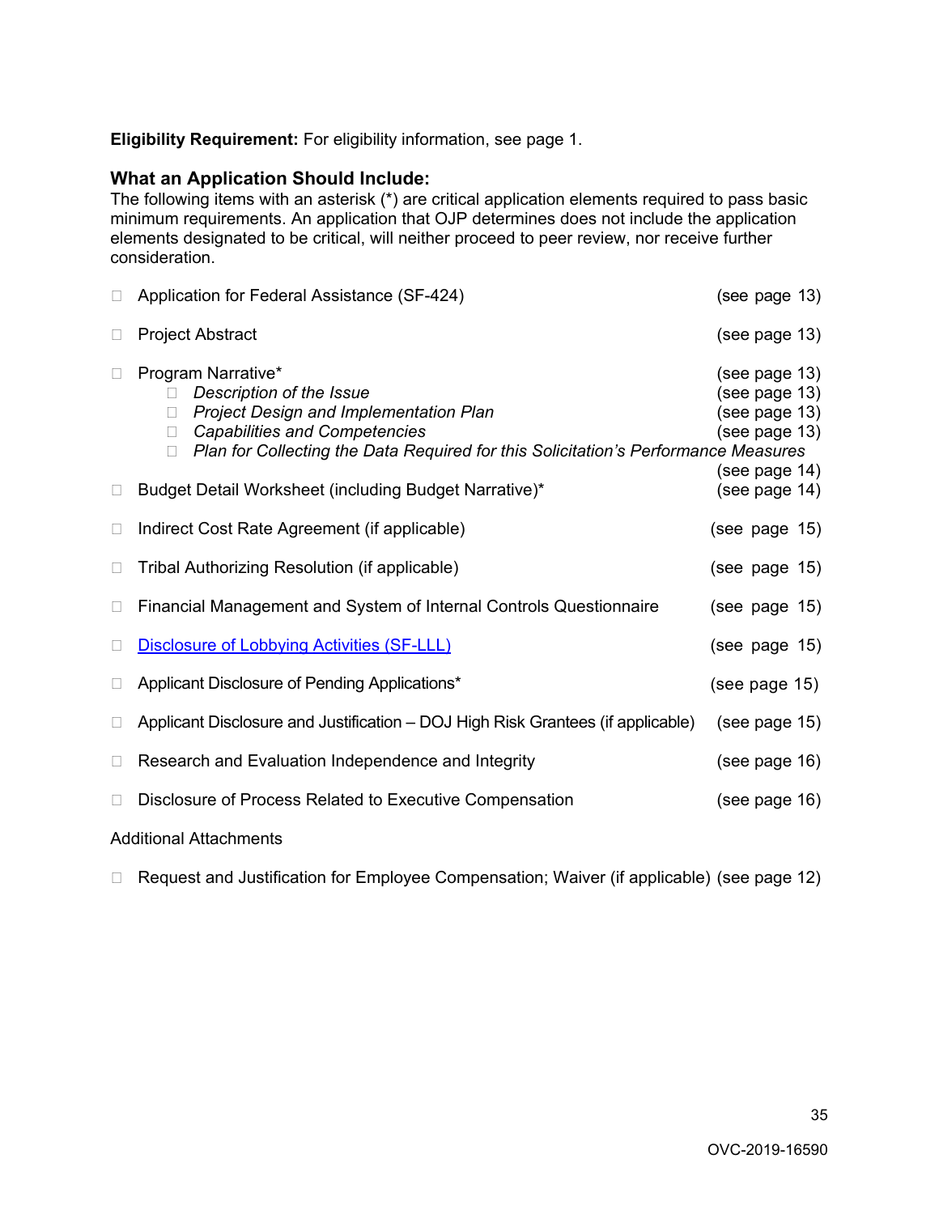**Eligibility Requirement:** For eligibility information, see page 1.

### What an Application Should Include:

The following items with an asterisk (*) are critical application elements required to pass basic minimum requirements. An application that OJP determines does not include the application elements designated to be critical, will neither proceed to peer review, nor receive further consideration.

- ☐ Application for Federal Assistance (SF-424) (see page 13)
- ☐ Project Abstract (see page 13)
- ☐ Program Narrative* (see page 13)
  - ☐ *Description of the Issue* (see page 13)
  - ☐ *Project Design and Implementation Plan* (see page 13)
  - ☐ *Capabilities and Competencies* (see page 13)
  - ☐ *Plan for Collecting the Data Required for this Solicitation's Performance Measures* (see page 14)
- ☐ Budget Detail Worksheet (including Budget Narrative)* (see page 14)
- ☐ Indirect Cost Rate Agreement (if applicable) (see page 15)
- ☐ Tribal Authorizing Resolution (if applicable) (see page 15)
- ☐ Financial Management and System of Internal Controls Questionnaire (see page 15)
- ☐ Disclosure of Lobbying Activities (SF-LLL) (see page 15)
- ☐ Applicant Disclosure of Pending Applications* (see page 15)
- ☐ Applicant Disclosure and Justification – DOJ High Risk Grantees (if applicable) (see page 15)
- ☐ Research and Evaluation Independence and Integrity (see page 16)
- ☐ Disclosure of Process Related to Executive Compensation (see page 16)

Additional Attachments

- ☐ Request and Justification for Employee Compensation; Waiver (if applicable) (see page 12)